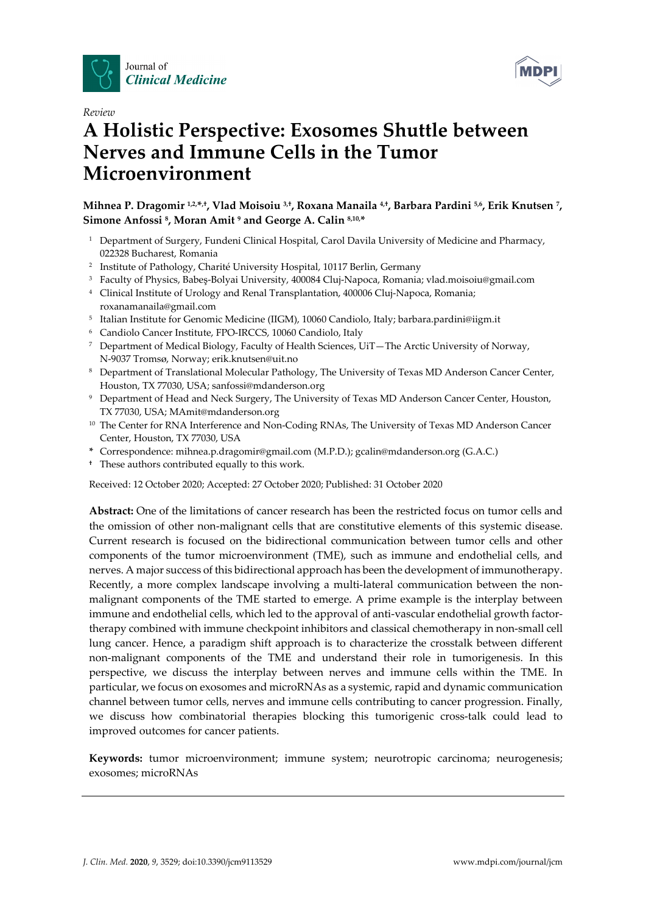*Review*

# A Holistic Perspective: Exosomes Shuttle between Nerves and Immune Cells in the Tumor Microenvironment

**Mihnea P. Dragomir [1,2,\*,†], Vlad Moisoiu [3,†], Roxana Manaila [4,†], Barbara Pardini [5,6], Erik Knutsen [7], Simone Anfossi [8], Moran Amit [9] and George A. Calin [8,10,\*]**

1. Department of Surgery, Fundeni Clinical Hospital, Carol Davila University of Medicine and Pharmacy, 022328 Bucharest, Romania
2. Institute of Pathology, Charité University Hospital, 10117 Berlin, Germany
3. Faculty of Physics, Babeş-Bolyai University, 400084 Cluj-Napoca, Romania; vlad.moisoiu@gmail.com
4. Clinical Institute of Urology and Renal Transplantation, 400006 Cluj-Napoca, Romania; roxanamanaila@gmail.com
5. Italian Institute for Genomic Medicine (IIGM), 10060 Candiolo, Italy; barbara.pardini@iigm.it
6. Candiolo Cancer Institute, FPO-IRCCS, 10060 Candiolo, Italy
7. Department of Medical Biology, Faculty of Health Sciences, UiT—The Arctic University of Norway, N-9037 Tromsø, Norway; erik.knutsen@uit.no
8. Department of Translational Molecular Pathology, The University of Texas MD Anderson Cancer Center, Houston, TX 77030, USA; sanfossi@mdanderson.org
9. Department of Head and Neck Surgery, The University of Texas MD Anderson Cancer Center, Houston, TX 77030, USA; MAmit@mdanderson.org
10. The Center for RNA Interference and Non-Coding RNAs, The University of Texas MD Anderson Cancer Center, Houston, TX 77030, USA

\* Correspondence: mihnea.p.dragomir@gmail.com (M.P.D.); gcalin@mdanderson.org (G.A.C.)

† These authors contributed equally to this work.

Received: 12 October 2020; Accepted: 27 October 2020; Published: 31 October 2020

**Abstract:** One of the limitations of cancer research has been the restricted focus on tumor cells and the omission of other non-malignant cells that are constitutive elements of this systemic disease. Current research is focused on the bidirectional communication between tumor cells and other components of the tumor microenvironment (TME), such as immune and endothelial cells, and nerves. A major success of this bidirectional approach has been the development of immunotherapy. Recently, a more complex landscape involving a multi-lateral communication between the non-malignant components of the TME started to emerge. A prime example is the interplay between immune and endothelial cells, which led to the approval of anti-vascular endothelial growth factor-therapy combined with immune checkpoint inhibitors and classical chemotherapy in non-small cell lung cancer. Hence, a paradigm shift approach is to characterize the crosstalk between different non-malignant components of the TME and understand their role in tumorigenesis. In this perspective, we discuss the interplay between nerves and immune cells within the TME. In particular, we focus on exosomes and microRNAs as a systemic, rapid and dynamic communication channel between tumor cells, nerves and immune cells contributing to cancer progression. Finally, we discuss how combinatorial therapies blocking this tumorigenic cross-talk could lead to improved outcomes for cancer patients.

**Keywords:** tumor microenvironment; immune system; neurotropic carcinoma; neurogenesis; exosomes; microRNAs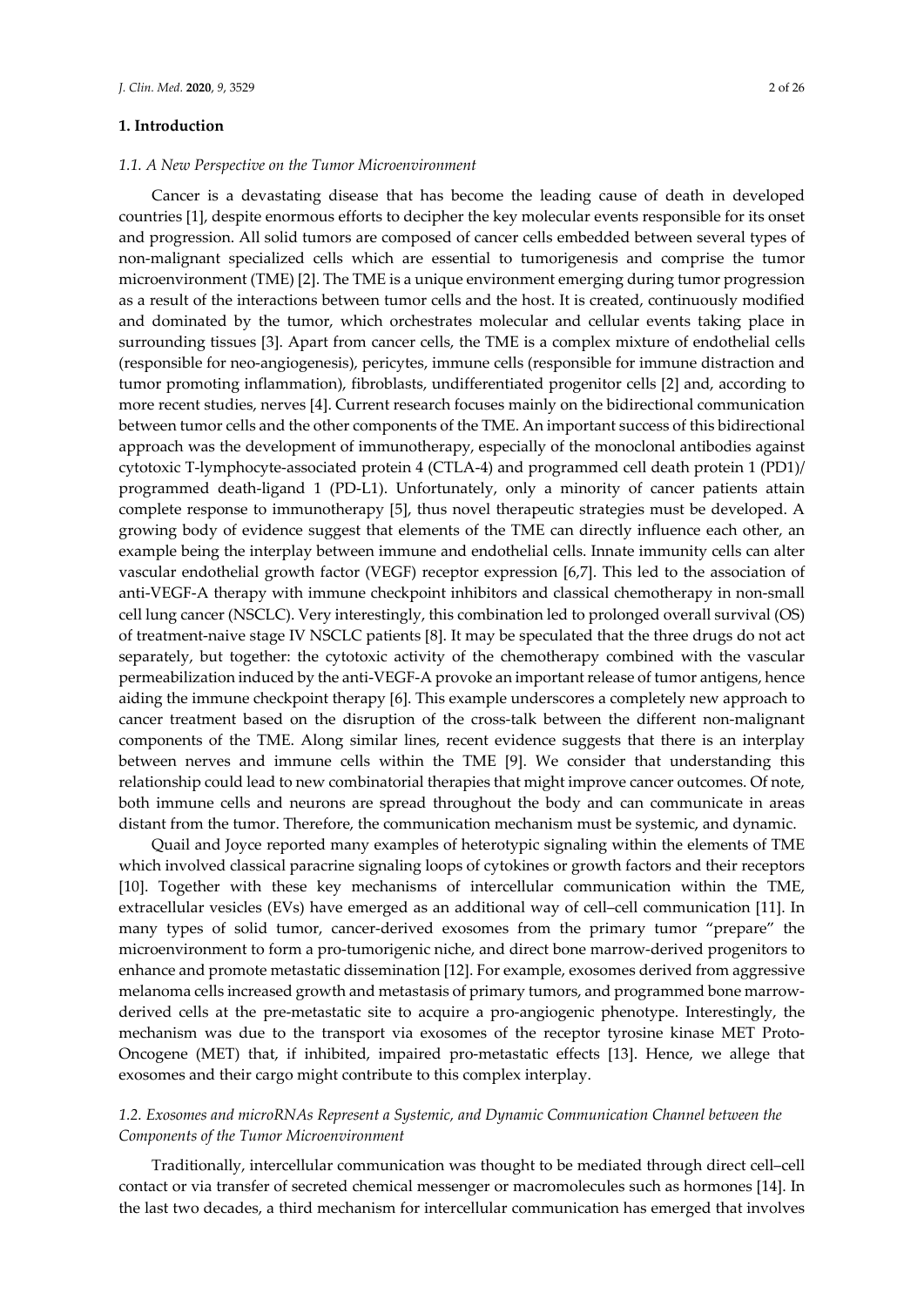## 1. Introduction

### 1.1. A New Perspective on the Tumor Microenvironment

Cancer is a devastating disease that has become the leading cause of death in developed countries [1], despite enormous efforts to decipher the key molecular events responsible for its onset and progression. All solid tumors are composed of cancer cells embedded between several types of non-malignant specialized cells which are essential to tumorigenesis and comprise the tumor microenvironment (TME) [2]. The TME is a unique environment emerging during tumor progression as a result of the interactions between tumor cells and the host. It is created, continuously modified and dominated by the tumor, which orchestrates molecular and cellular events taking place in surrounding tissues [3]. Apart from cancer cells, the TME is a complex mixture of endothelial cells (responsible for neo-angiogenesis), pericytes, immune cells (responsible for immune distraction and tumor promoting inflammation), fibroblasts, undifferentiated progenitor cells [2] and, according to more recent studies, nerves [4]. Current research focuses mainly on the bidirectional communication between tumor cells and the other components of the TME. An important success of this bidirectional approach was the development of immunotherapy, especially of the monoclonal antibodies against cytotoxic T-lymphocyte-associated protein 4 (CTLA-4) and programmed cell death protein 1 (PD1)/ programmed death-ligand 1 (PD-L1). Unfortunately, only a minority of cancer patients attain complete response to immunotherapy [5], thus novel therapeutic strategies must be developed. A growing body of evidence suggest that elements of the TME can directly influence each other, an example being the interplay between immune and endothelial cells. Innate immunity cells can alter vascular endothelial growth factor (VEGF) receptor expression [6,7]. This led to the association of anti-VEGF-A therapy with immune checkpoint inhibitors and classical chemotherapy in non-small cell lung cancer (NSCLC). Very interestingly, this combination led to prolonged overall survival (OS) of treatment-naive stage IV NSCLC patients [8]. It may be speculated that the three drugs do not act separately, but together: the cytotoxic activity of the chemotherapy combined with the vascular permeabilization induced by the anti-VEGF-A provoke an important release of tumor antigens, hence aiding the immune checkpoint therapy [6]. This example underscores a completely new approach to cancer treatment based on the disruption of the cross-talk between the different non-malignant components of the TME. Along similar lines, recent evidence suggests that there is an interplay between nerves and immune cells within the TME [9]. We consider that understanding this relationship could lead to new combinatorial therapies that might improve cancer outcomes. Of note, both immune cells and neurons are spread throughout the body and can communicate in areas distant from the tumor. Therefore, the communication mechanism must be systemic, and dynamic.

Quail and Joyce reported many examples of heterotypic signaling within the elements of TME which involved classical paracrine signaling loops of cytokines or growth factors and their receptors [10]. Together with these key mechanisms of intercellular communication within the TME, extracellular vesicles (EVs) have emerged as an additional way of cell–cell communication [11]. In many types of solid tumor, cancer-derived exosomes from the primary tumor "prepare" the microenvironment to form a pro-tumorigenic niche, and direct bone marrow-derived progenitors to enhance and promote metastatic dissemination [12]. For example, exosomes derived from aggressive melanoma cells increased growth and metastasis of primary tumors, and programmed bone marrow-derived cells at the pre-metastatic site to acquire a pro-angiogenic phenotype. Interestingly, the mechanism was due to the transport via exosomes of the receptor tyrosine kinase MET Proto-Oncogene (MET) that, if inhibited, impaired pro-metastatic effects [13]. Hence, we allege that exosomes and their cargo might contribute to this complex interplay.

### 1.2. Exosomes and microRNAs Represent a Systemic, and Dynamic Communication Channel between the Components of the Tumor Microenvironment

Traditionally, intercellular communication was thought to be mediated through direct cell–cell contact or via transfer of secreted chemical messenger or macromolecules such as hormones [14]. In the last two decades, a third mechanism for intercellular communication has emerged that involves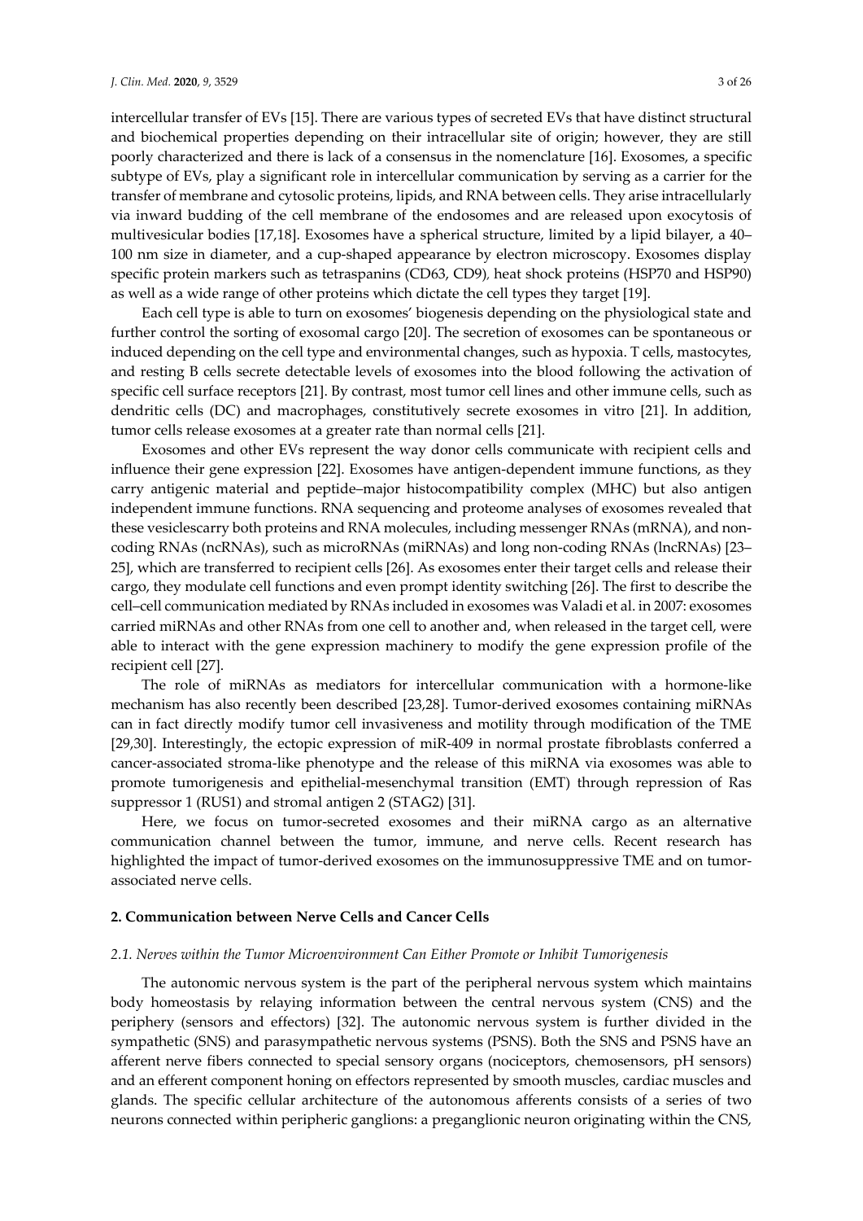intercellular transfer of EVs [15]. There are various types of secreted EVs that have distinct structural and biochemical properties depending on their intracellular site of origin; however, they are still poorly characterized and there is lack of a consensus in the nomenclature [16]. Exosomes, a specific subtype of EVs, play a significant role in intercellular communication by serving as a carrier for the transfer of membrane and cytosolic proteins, lipids, and RNA between cells. They arise intracellularly via inward budding of the cell membrane of the endosomes and are released upon exocytosis of multivesicular bodies [17,18]. Exosomes have a spherical structure, limited by a lipid bilayer, a 40–100 nm size in diameter, and a cup-shaped appearance by electron microscopy. Exosomes display specific protein markers such as tetraspanins (CD63, CD9), heat shock proteins (HSP70 and HSP90) as well as a wide range of other proteins which dictate the cell types they target [19].

Each cell type is able to turn on exosomes' biogenesis depending on the physiological state and further control the sorting of exosomal cargo [20]. The secretion of exosomes can be spontaneous or induced depending on the cell type and environmental changes, such as hypoxia. T cells, mastocytes, and resting B cells secrete detectable levels of exosomes into the blood following the activation of specific cell surface receptors [21]. By contrast, most tumor cell lines and other immune cells, such as dendritic cells (DC) and macrophages, constitutively secrete exosomes in vitro [21]. In addition, tumor cells release exosomes at a greater rate than normal cells [21].

Exosomes and other EVs represent the way donor cells communicate with recipient cells and influence their gene expression [22]. Exosomes have antigen-dependent immune functions, as they carry antigenic material and peptide–major histocompatibility complex (MHC) but also antigen independent immune functions. RNA sequencing and proteome analyses of exosomes revealed that these vesiclescarry both proteins and RNA molecules, including messenger RNAs (mRNA), and non-coding RNAs (ncRNAs), such as microRNAs (miRNAs) and long non-coding RNAs (lncRNAs) [23–25], which are transferred to recipient cells [26]. As exosomes enter their target cells and release their cargo, they modulate cell functions and even prompt identity switching [26]. The first to describe the cell–cell communication mediated by RNAs included in exosomes was Valadi et al. in 2007: exosomes carried miRNAs and other RNAs from one cell to another and, when released in the target cell, were able to interact with the gene expression machinery to modify the gene expression profile of the recipient cell [27].

The role of miRNAs as mediators for intercellular communication with a hormone-like mechanism has also recently been described [23,28]. Tumor-derived exosomes containing miRNAs can in fact directly modify tumor cell invasiveness and motility through modification of the TME [29,30]. Interestingly, the ectopic expression of miR-409 in normal prostate fibroblasts conferred a cancer-associated stroma-like phenotype and the release of this miRNA via exosomes was able to promote tumorigenesis and epithelial-mesenchymal transition (EMT) through repression of Ras suppressor 1 (RUS1) and stromal antigen 2 (STAG2) [31].

Here, we focus on tumor-secreted exosomes and their miRNA cargo as an alternative communication channel between the tumor, immune, and nerve cells. Recent research has highlighted the impact of tumor-derived exosomes on the immunosuppressive TME and on tumor-associated nerve cells.

## 2. Communication between Nerve Cells and Cancer Cells

### *2.1. Nerves within the Tumor Microenvironment Can Either Promote or Inhibit Tumorigenesis*

The autonomic nervous system is the part of the peripheral nervous system which maintains body homeostasis by relaying information between the central nervous system (CNS) and the periphery (sensors and effectors) [32]. The autonomic nervous system is further divided in the sympathetic (SNS) and parasympathetic nervous systems (PSNS). Both the SNS and PSNS have an afferent nerve fibers connected to special sensory organs (nociceptors, chemosensors, pH sensors) and an efferent component honing on effectors represented by smooth muscles, cardiac muscles and glands. The specific cellular architecture of the autonomous afferents consists of a series of two neurons connected within peripheric ganglions: a preganglionic neuron originating within the CNS,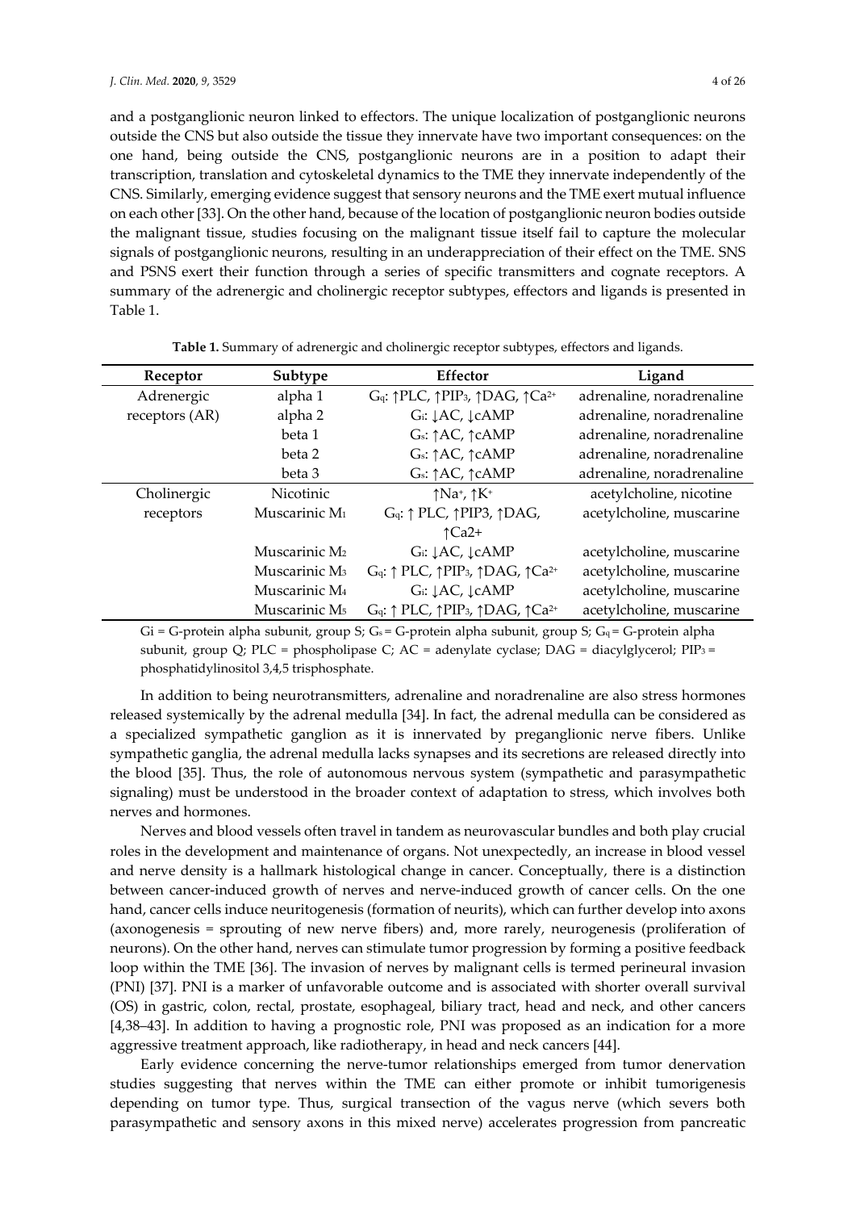and a postganglionic neuron linked to effectors. The unique localization of postganglionic neurons outside the CNS but also outside the tissue they innervate have two important consequences: on the one hand, being outside the CNS, postganglionic neurons are in a position to adapt their transcription, translation and cytoskeletal dynamics to the TME they innervate independently of the CNS. Similarly, emerging evidence suggest that sensory neurons and the TME exert mutual influence on each other [33]. On the other hand, because of the location of postganglionic neuron bodies outside the malignant tissue, studies focusing on the malignant tissue itself fail to capture the molecular signals of postganglionic neurons, resulting in an underappreciation of their effect on the TME. SNS and PSNS exert their function through a series of specific transmitters and cognate receptors. A summary of the adrenergic and cholinergic receptor subtypes, effectors and ligands is presented in Table 1.

**Table 1.** Summary of adrenergic and cholinergic receptor subtypes, effectors and ligands.

| Receptor | Subtype | Effector | Ligand |
| --- | --- | --- | --- |
| Adrenergic receptors (AR) | alpha 1 | $G_q$: ↑PLC, ↑$PIP_3$, ↑DAG, ↑$Ca^{2+}$ | adrenaline, noradrenaline |
| | alpha 2 | $G_i$: ↓AC, ↓cAMP | adrenaline, noradrenaline |
| | beta 1 | $G_s$: ↑AC, ↑cAMP | adrenaline, noradrenaline |
| | beta 2 | $G_s$: ↑AC, ↑cAMP | adrenaline, noradrenaline |
| | beta 3 | $G_s$: ↑AC, ↑cAMP | adrenaline, noradrenaline |
| Cholinergic receptors | Nicotinic | ↑$Na^+$, ↑$K^+$ | acetylcholine, nicotine |
| | Muscarinic $M_1$ | $G_q$: ↑ PLC, ↑PIP3, ↑DAG, ↑Ca2+ | acetylcholine, muscarine |
| | Muscarinic $M_2$ | $G_i$: ↓AC, ↓cAMP | acetylcholine, muscarine |
| | Muscarinic $M_3$ | $G_q$: ↑ PLC, ↑$PIP_3$, ↑DAG, ↑$Ca^{2+}$ | acetylcholine, muscarine |
| | Muscarinic $M_4$ | $G_i$: ↓AC, ↓cAMP | acetylcholine, muscarine |
| | Muscarinic $M_5$ | $G_q$: ↑ PLC, ↑$PIP_3$, ↑DAG, ↑$Ca^{2+}$ | acetylcholine, muscarine |

Gi = G-protein alpha subunit, group S; $G_s$ = G-protein alpha subunit, group S; $G_q$ = G-protein alpha subunit, group Q; PLC = phospholipase C; AC = adenylate cyclase; DAG = diacylglycerol; $PIP_3$ = phosphatidylinositol 3,4,5 trisphosphate.

In addition to being neurotransmitters, adrenaline and noradrenaline are also stress hormones released systemically by the adrenal medulla [34]. In fact, the adrenal medulla can be considered as a specialized sympathetic ganglion as it is innervated by preganglionic nerve fibers. Unlike sympathetic ganglia, the adrenal medulla lacks synapses and its secretions are released directly into the blood [35]. Thus, the role of autonomous nervous system (sympathetic and parasympathetic signaling) must be understood in the broader context of adaptation to stress, which involves both nerves and hormones.

Nerves and blood vessels often travel in tandem as neurovascular bundles and both play crucial roles in the development and maintenance of organs. Not unexpectedly, an increase in blood vessel and nerve density is a hallmark histological change in cancer. Conceptually, there is a distinction between cancer-induced growth of nerves and nerve-induced growth of cancer cells. On the one hand, cancer cells induce neuritogenesis (formation of neurits), which can further develop into axons (axonogenesis = sprouting of new nerve fibers) and, more rarely, neurogenesis (proliferation of neurons). On the other hand, nerves can stimulate tumor progression by forming a positive feedback loop within the TME [36]. The invasion of nerves by malignant cells is termed perineural invasion (PNI) [37]. PNI is a marker of unfavorable outcome and is associated with shorter overall survival (OS) in gastric, colon, rectal, prostate, esophageal, biliary tract, head and neck, and other cancers [4,38–43]. In addition to having a prognostic role, PNI was proposed as an indication for a more aggressive treatment approach, like radiotherapy, in head and neck cancers [44].

Early evidence concerning the nerve-tumor relationships emerged from tumor denervation studies suggesting that nerves within the TME can either promote or inhibit tumorigenesis depending on tumor type. Thus, surgical transection of the vagus nerve (which severs both parasympathetic and sensory axons in this mixed nerve) accelerates progression from pancreatic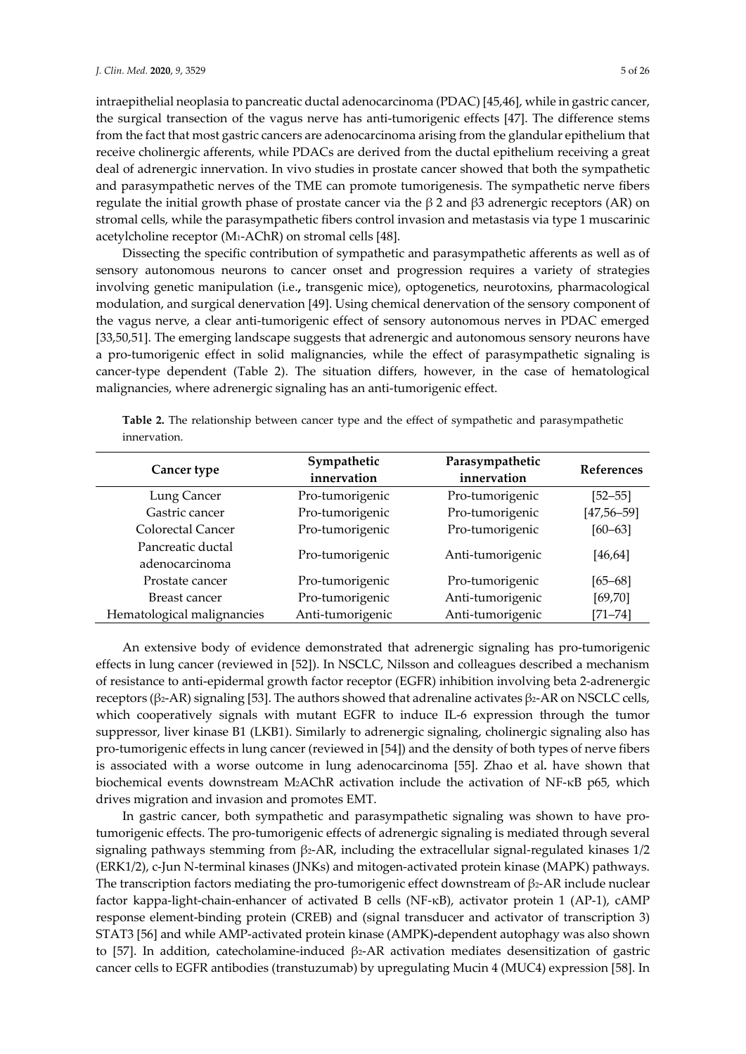intraepithelial neoplasia to pancreatic ductal adenocarcinoma (PDAC) [45,46], while in gastric cancer, the surgical transection of the vagus nerve has anti-tumorigenic effects [47]. The difference stems from the fact that most gastric cancers are adenocarcinoma arising from the glandular epithelium that receive cholinergic afferents, while PDACs are derived from the ductal epithelium receiving a great deal of adrenergic innervation. In vivo studies in prostate cancer showed that both the sympathetic and parasympathetic nerves of the TME can promote tumorigenesis. The sympathetic nerve fibers regulate the initial growth phase of prostate cancer via the β 2 and β3 adrenergic receptors (AR) on stromal cells, while the parasympathetic fibers control invasion and metastasis via type 1 muscarinic acetylcholine receptor ($M_1$-AChR) on stromal cells [48].

Dissecting the specific contribution of sympathetic and parasympathetic afferents as well as of sensory autonomous neurons to cancer onset and progression requires a variety of strategies involving genetic manipulation (i.e.**,** transgenic mice), optogenetics, neurotoxins, pharmacological modulation, and surgical denervation [49]. Using chemical denervation of the sensory component of the vagus nerve, a clear anti-tumorigenic effect of sensory autonomous nerves in PDAC emerged [33,50,51]. The emerging landscape suggests that adrenergic and autonomous sensory neurons have a pro-tumorigenic effect in solid malignancies, while the effect of parasympathetic signaling is cancer-type dependent (Table 2). The situation differs, however, in the case of hematological malignancies, where adrenergic signaling has an anti-tumorigenic effect.

**Table 2.** The relationship between cancer type and the effect of sympathetic and parasympathetic innervation.

| Cancer type | Sympathetic innervation | Parasympathetic innervation | References |
|---|---|---|---|
| Lung Cancer | Pro-tumorigenic | Pro-tumorigenic | [52–55] |
| Gastric cancer | Pro-tumorigenic | Pro-tumorigenic | [47,56–59] |
| Colorectal Cancer | Pro-tumorigenic | Pro-tumorigenic | [60–63] |
| Pancreatic ductal adenocarcinoma | Pro-tumorigenic | Anti-tumorigenic | [46,64] |
| Prostate cancer | Pro-tumorigenic | Pro-tumorigenic | [65–68] |
| Breast cancer | Pro-tumorigenic | Anti-tumorigenic | [69,70] |
| Hematological malignancies | Anti-tumorigenic | Anti-tumorigenic | [71–74] |

An extensive body of evidence demonstrated that adrenergic signaling has pro-tumorigenic effects in lung cancer (reviewed in [52]). In NSCLC, Nilsson and colleagues described a mechanism of resistance to anti-epidermal growth factor receptor (EGFR) inhibition involving beta 2-adrenergic receptors ($\beta_2$-AR) signaling [53]. The authors showed that adrenaline activates $\beta_2$-AR on NSCLC cells, which cooperatively signals with mutant EGFR to induce IL-6 expression through the tumor suppressor, liver kinase B1 (LKB1). Similarly to adrenergic signaling, cholinergic signaling also has pro-tumorigenic effects in lung cancer (reviewed in [54]) and the density of both types of nerve fibers is associated with a worse outcome in lung adenocarcinoma [55]. Zhao et al**.** have shown that biochemical events downstream $M_2$AChR activation include the activation of NF-κB p65, which drives migration and invasion and promotes EMT.

In gastric cancer, both sympathetic and parasympathetic signaling was shown to have pro-tumorigenic effects. The pro-tumorigenic effects of adrenergic signaling is mediated through several signaling pathways stemming from $\beta_2$-AR, including the extracellular signal-regulated kinases 1/2 (ERK1/2), c-Jun N-terminal kinases (JNKs) and mitogen-activated protein kinase (MAPK) pathways. The transcription factors mediating the pro-tumorigenic effect downstream of $\beta_2$-AR include nuclear factor kappa-light-chain-enhancer of activated B cells (NF-κB), activator protein 1 (AP-1), cAMP response element-binding protein (CREB) and (signal transducer and activator of transcription 3) STAT3 [56] and while AMP-activated protein kinase (AMPK)**-**dependent autophagy was also shown to [57]. In addition, catecholamine-induced $\beta_2$-AR activation mediates desensitization of gastric cancer cells to EGFR antibodies (transtuzumab) by upregulating Mucin 4 (MUC4) expression [58]. In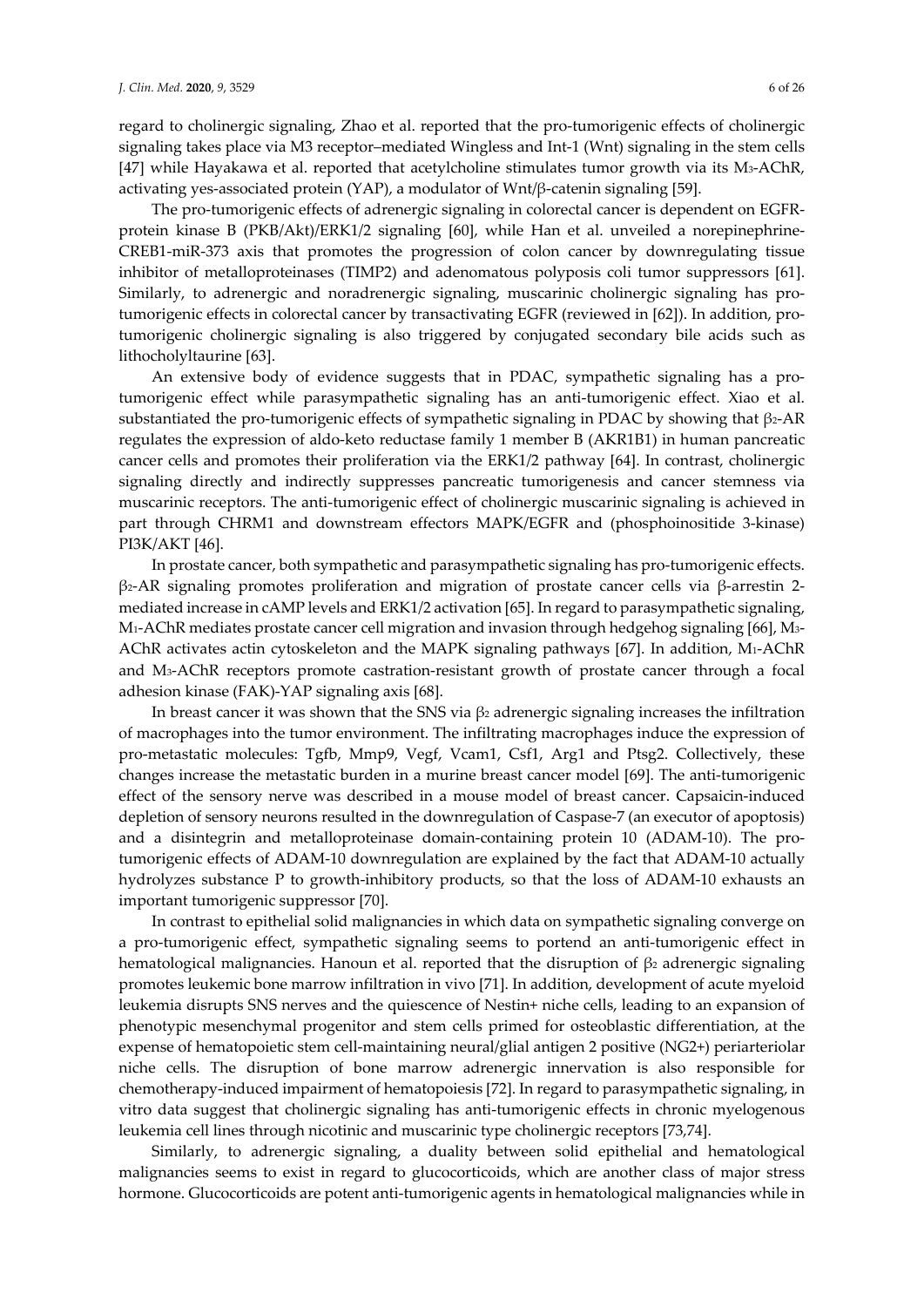regard to cholinergic signaling, Zhao et al. reported that the pro-tumorigenic effects of cholinergic signaling takes place via M3 receptor–mediated Wingless and Int-1 (Wnt) signaling in the stem cells [47] while Hayakawa et al. reported that acetylcholine stimulates tumor growth via its $M_3$-AChR, activating yes-associated protein (YAP), a modulator of Wnt/β-catenin signaling [59].

The pro-tumorigenic effects of adrenergic signaling in colorectal cancer is dependent on EGFR-protein kinase B (PKB/Akt)/ERK1/2 signaling [60], while Han et al. unveiled a norepinephrine-CREB1-miR-373 axis that promotes the progression of colon cancer by downregulating tissue inhibitor of metalloproteinases (TIMP2) and adenomatous polyposis coli tumor suppressors [61]. Similarly, to adrenergic and noradrenergic signaling, muscarinic cholinergic signaling has pro-tumorigenic effects in colorectal cancer by transactivating EGFR (reviewed in [62]). In addition, pro-tumorigenic cholinergic signaling is also triggered by conjugated secondary bile acids such as lithocholyltaurine [63].

An extensive body of evidence suggests that in PDAC, sympathetic signaling has a pro-tumorigenic effect while parasympathetic signaling has an anti-tumorigenic effect. Xiao et al. substantiated the pro-tumorigenic effects of sympathetic signaling in PDAC by showing that $\beta_2$-AR regulates the expression of aldo-keto reductase family 1 member B (AKR1B1) in human pancreatic cancer cells and promotes their proliferation via the ERK1/2 pathway [64]. In contrast, cholinergic signaling directly and indirectly suppresses pancreatic tumorigenesis and cancer stemness via muscarinic receptors. The anti-tumorigenic effect of cholinergic muscarinic signaling is achieved in part through CHRM1 and downstream effectors MAPK/EGFR and (phosphoinositide 3-kinase) PI3K/AKT [46].

In prostate cancer, both sympathetic and parasympathetic signaling has pro-tumorigenic effects. $\beta_2$-AR signaling promotes proliferation and migration of prostate cancer cells via β-arrestin 2-mediated increase in cAMP levels and ERK1/2 activation [65]. In regard to parasympathetic signaling, $M_1$-AChR mediates prostate cancer cell migration and invasion through hedgehog signaling [66], $M_3$-AChR activates actin cytoskeleton and the MAPK signaling pathways [67]. In addition, $M_1$-AChR and $M_3$-AChR receptors promote castration-resistant growth of prostate cancer through a focal adhesion kinase (FAK)-YAP signaling axis [68].

In breast cancer it was shown that the SNS via $\beta_2$ adrenergic signaling increases the infiltration of macrophages into the tumor environment. The infiltrating macrophages induce the expression of pro-metastatic molecules: Tgfb, Mmp9, Vegf, Vcam1, Csf1, Arg1 and Ptsg2. Collectively, these changes increase the metastatic burden in a murine breast cancer model [69]. The anti-tumorigenic effect of the sensory nerve was described in a mouse model of breast cancer. Capsaicin-induced depletion of sensory neurons resulted in the downregulation of Caspase-7 (an executor of apoptosis) and a disintegrin and metalloproteinase domain-containing protein 10 (ADAM-10). The pro-tumorigenic effects of ADAM-10 downregulation are explained by the fact that ADAM-10 actually hydrolyzes substance P to growth-inhibitory products, so that the loss of ADAM-10 exhausts an important tumorigenic suppressor [70].

In contrast to epithelial solid malignancies in which data on sympathetic signaling converge on a pro-tumorigenic effect, sympathetic signaling seems to portend an anti-tumorigenic effect in hematological malignancies. Hanoun et al. reported that the disruption of $\beta_2$ adrenergic signaling promotes leukemic bone marrow infiltration in vivo [71]. In addition, development of acute myeloid leukemia disrupts SNS nerves and the quiescence of Nestin+ niche cells, leading to an expansion of phenotypic mesenchymal progenitor and stem cells primed for osteoblastic differentiation, at the expense of hematopoietic stem cell-maintaining neural/glial antigen 2 positive (NG2+) periarteriolar niche cells. The disruption of bone marrow adrenergic innervation is also responsible for chemotherapy-induced impairment of hematopoiesis [72]. In regard to parasympathetic signaling, in vitro data suggest that cholinergic signaling has anti-tumorigenic effects in chronic myelogenous leukemia cell lines through nicotinic and muscarinic type cholinergic receptors [73,74].

Similarly, to adrenergic signaling, a duality between solid epithelial and hematological malignancies seems to exist in regard to glucocorticoids, which are another class of major stress hormone. Glucocorticoids are potent anti-tumorigenic agents in hematological malignancies while in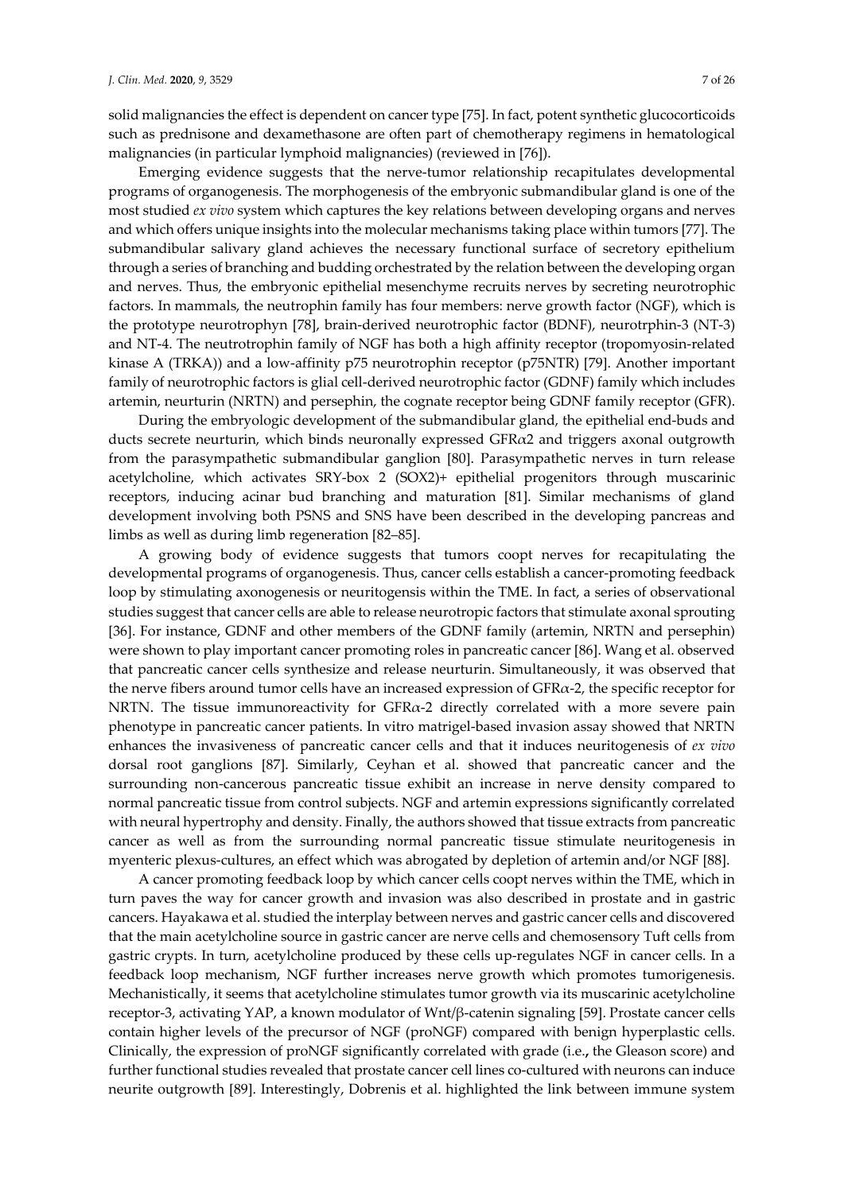solid malignancies the effect is dependent on cancer type [75]. In fact, potent synthetic glucocorticoids such as prednisone and dexamethasone are often part of chemotherapy regimens in hematological malignancies (in particular lymphoid malignancies) (reviewed in [76]).

Emerging evidence suggests that the nerve-tumor relationship recapitulates developmental programs of organogenesis. The morphogenesis of the embryonic submandibular gland is one of the most studied *ex vivo* system which captures the key relations between developing organs and nerves and which offers unique insights into the molecular mechanisms taking place within tumors [77]. The submandibular salivary gland achieves the necessary functional surface of secretory epithelium through a series of branching and budding orchestrated by the relation between the developing organ and nerves. Thus, the embryonic epithelial mesenchyme recruits nerves by secreting neurotrophic factors. In mammals, the neutrophin family has four members: nerve growth factor (NGF), which is the prototype neurotrophyn [78], brain-derived neurotrophic factor (BDNF), neurotrphin-3 (NT-3) and NT-4. The neutrotrophin family of NGF has both a high affinity receptor (tropomyosin-related kinase A (TRKA)) and a low-affinity p75 neurotrophin receptor (p75NTR) [79]. Another important family of neurotrophic factors is glial cell-derived neurotrophic factor (GDNF) family which includes artemin, neurturin (NRTN) and persephin, the cognate receptor being GDNF family receptor (GFR).

During the embryologic development of the submandibular gland, the epithelial end-buds and ducts secrete neurturin, which binds neuronally expressed GFRα2 and triggers axonal outgrowth from the parasympathetic submandibular ganglion [80]. Parasympathetic nerves in turn release acetylcholine, which activates SRY-box 2 (SOX2)+ epithelial progenitors through muscarinic receptors, inducing acinar bud branching and maturation [81]. Similar mechanisms of gland development involving both PSNS and SNS have been described in the developing pancreas and limbs as well as during limb regeneration [82–85].

A growing body of evidence suggests that tumors coopt nerves for recapitulating the developmental programs of organogenesis. Thus, cancer cells establish a cancer-promoting feedback loop by stimulating axonogenesis or neuritogensis within the TME. In fact, a series of observational studies suggest that cancer cells are able to release neurotropic factors that stimulate axonal sprouting [36]. For instance, GDNF and other members of the GDNF family (artemin, NRTN and persephin) were shown to play important cancer promoting roles in pancreatic cancer [86]. Wang et al. observed that pancreatic cancer cells synthesize and release neurturin. Simultaneously, it was observed that the nerve fibers around tumor cells have an increased expression of GFRα-2, the specific receptor for NRTN. The tissue immunoreactivity for GFRα-2 directly correlated with a more severe pain phenotype in pancreatic cancer patients. In vitro matrigel-based invasion assay showed that NRTN enhances the invasiveness of pancreatic cancer cells and that it induces neuritogenesis of *ex vivo* dorsal root ganglions [87]. Similarly, Ceyhan et al. showed that pancreatic cancer and the surrounding non-cancerous pancreatic tissue exhibit an increase in nerve density compared to normal pancreatic tissue from control subjects. NGF and artemin expressions significantly correlated with neural hypertrophy and density. Finally, the authors showed that tissue extracts from pancreatic cancer as well as from the surrounding normal pancreatic tissue stimulate neuritogenesis in myenteric plexus-cultures, an effect which was abrogated by depletion of artemin and/or NGF [88].

A cancer promoting feedback loop by which cancer cells coopt nerves within the TME, which in turn paves the way for cancer growth and invasion was also described in prostate and in gastric cancers. Hayakawa et al. studied the interplay between nerves and gastric cancer cells and discovered that the main acetylcholine source in gastric cancer are nerve cells and chemosensory Tuft cells from gastric crypts. In turn, acetylcholine produced by these cells up-regulates NGF in cancer cells. In a feedback loop mechanism, NGF further increases nerve growth which promotes tumorigenesis. Mechanistically, it seems that acetylcholine stimulates tumor growth via its muscarinic acetylcholine receptor-3, activating YAP, a known modulator of Wnt/β-catenin signaling [59]. Prostate cancer cells contain higher levels of the precursor of NGF (proNGF) compared with benign hyperplastic cells. Clinically, the expression of proNGF significantly correlated with grade (i.e., the Gleason score) and further functional studies revealed that prostate cancer cell lines co-cultured with neurons can induce neurite outgrowth [89]. Interestingly, Dobrenis et al. highlighted the link between immune system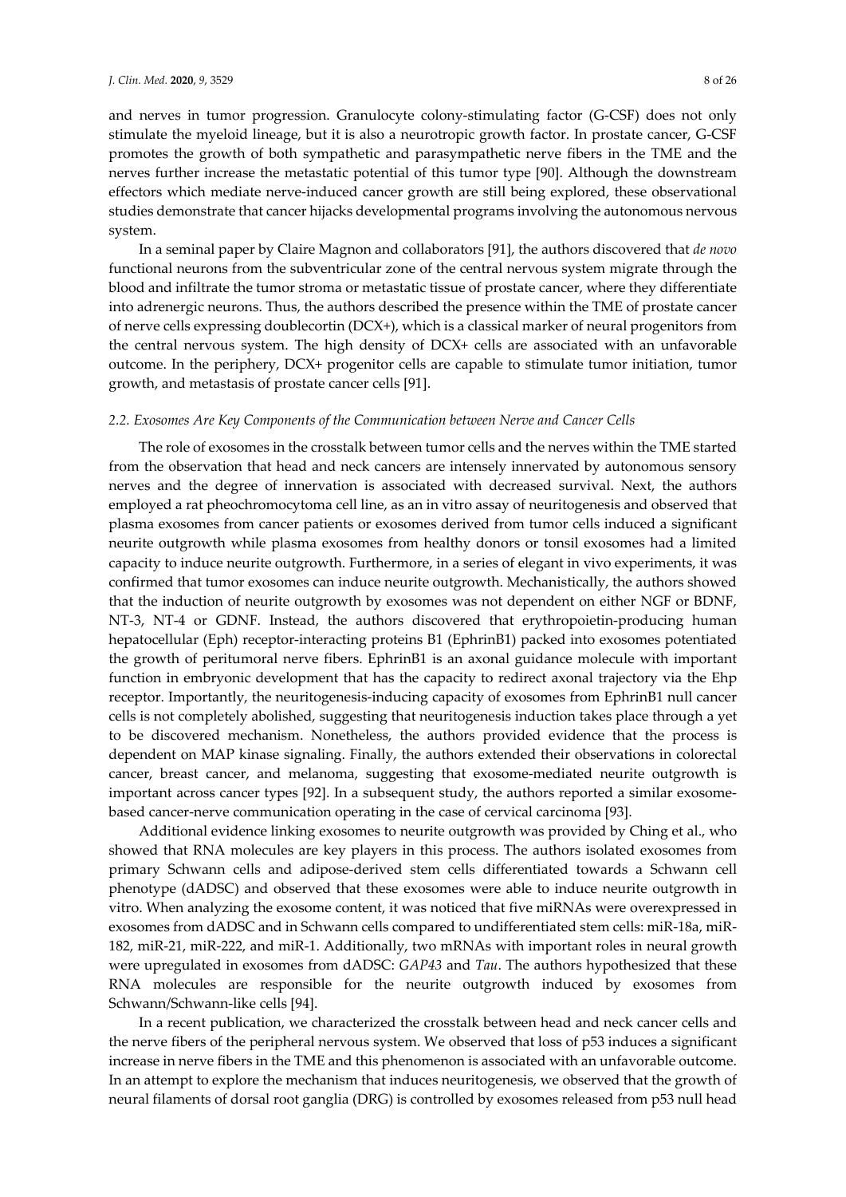and nerves in tumor progression. Granulocyte colony-stimulating factor (G-CSF) does not only stimulate the myeloid lineage, but it is also a neurotropic growth factor. In prostate cancer, G-CSF promotes the growth of both sympathetic and parasympathetic nerve fibers in the TME and the nerves further increase the metastatic potential of this tumor type [90]. Although the downstream effectors which mediate nerve-induced cancer growth are still being explored, these observational studies demonstrate that cancer hijacks developmental programs involving the autonomous nervous system.

In a seminal paper by Claire Magnon and collaborators [91], the authors discovered that *de novo* functional neurons from the subventricular zone of the central nervous system migrate through the blood and infiltrate the tumor stroma or metastatic tissue of prostate cancer, where they differentiate into adrenergic neurons. Thus, the authors described the presence within the TME of prostate cancer of nerve cells expressing doublecortin (DCX+), which is a classical marker of neural progenitors from the central nervous system. The high density of DCX+ cells are associated with an unfavorable outcome. In the periphery, DCX+ progenitor cells are capable to stimulate tumor initiation, tumor growth, and metastasis of prostate cancer cells [91].

### *2.2. Exosomes Are Key Components of the Communication between Nerve and Cancer Cells*

The role of exosomes in the crosstalk between tumor cells and the nerves within the TME started from the observation that head and neck cancers are intensely innervated by autonomous sensory nerves and the degree of innervation is associated with decreased survival. Next, the authors employed a rat pheochromocytoma cell line, as an in vitro assay of neuritogenesis and observed that plasma exosomes from cancer patients or exosomes derived from tumor cells induced a significant neurite outgrowth while plasma exosomes from healthy donors or tonsil exosomes had a limited capacity to induce neurite outgrowth. Furthermore, in a series of elegant in vivo experiments, it was confirmed that tumor exosomes can induce neurite outgrowth. Mechanistically, the authors showed that the induction of neurite outgrowth by exosomes was not dependent on either NGF or BDNF, NT-3, NT-4 or GDNF. Instead, the authors discovered that erythropoietin-producing human hepatocellular (Eph) receptor-interacting proteins B1 (EphrinB1) packed into exosomes potentiated the growth of peritumoral nerve fibers. EphrinB1 is an axonal guidance molecule with important function in embryonic development that has the capacity to redirect axonal trajectory via the Ehp receptor. Importantly, the neuritogenesis-inducing capacity of exosomes from EphrinB1 null cancer cells is not completely abolished, suggesting that neuritogenesis induction takes place through a yet to be discovered mechanism. Nonetheless, the authors provided evidence that the process is dependent on MAP kinase signaling. Finally, the authors extended their observations in colorectal cancer, breast cancer, and melanoma, suggesting that exosome-mediated neurite outgrowth is important across cancer types [92]. In a subsequent study, the authors reported a similar exosome-based cancer-nerve communication operating in the case of cervical carcinoma [93].

Additional evidence linking exosomes to neurite outgrowth was provided by Ching et al., who showed that RNA molecules are key players in this process. The authors isolated exosomes from primary Schwann cells and adipose-derived stem cells differentiated towards a Schwann cell phenotype (dADSC) and observed that these exosomes were able to induce neurite outgrowth in vitro. When analyzing the exosome content, it was noticed that five miRNAs were overexpressed in exosomes from dADSC and in Schwann cells compared to undifferentiated stem cells: miR-18a, miR-182, miR-21, miR-222, and miR-1. Additionally, two mRNAs with important roles in neural growth were upregulated in exosomes from dADSC: *GAP43* and *Tau*. The authors hypothesized that these RNA molecules are responsible for the neurite outgrowth induced by exosomes from Schwann/Schwann-like cells [94].

In a recent publication, we characterized the crosstalk between head and neck cancer cells and the nerve fibers of the peripheral nervous system. We observed that loss of p53 induces a significant increase in nerve fibers in the TME and this phenomenon is associated with an unfavorable outcome. In an attempt to explore the mechanism that induces neuritogenesis, we observed that the growth of neural filaments of dorsal root ganglia (DRG) is controlled by exosomes released from p53 null head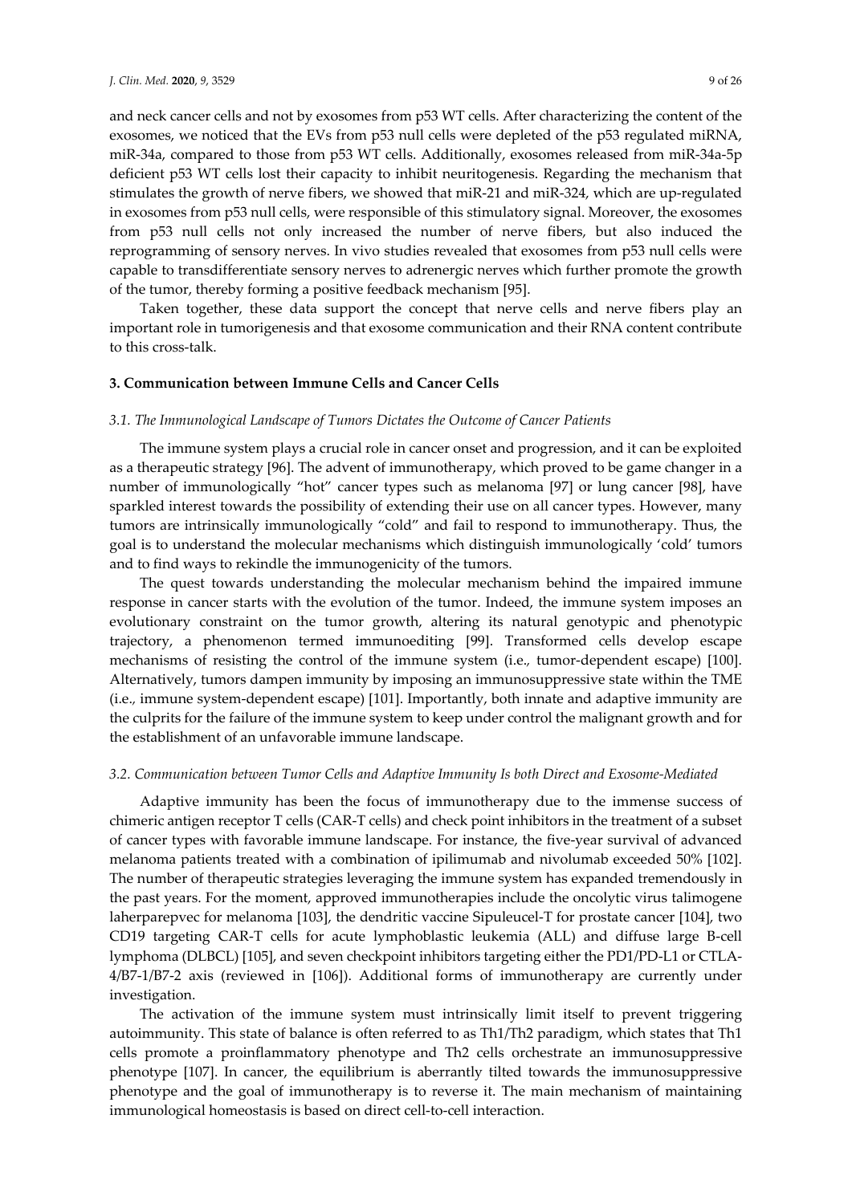and neck cancer cells and not by exosomes from p53 WT cells. After characterizing the content of the exosomes, we noticed that the EVs from p53 null cells were depleted of the p53 regulated miRNA, miR-34a, compared to those from p53 WT cells. Additionally, exosomes released from miR-34a-5p deficient p53 WT cells lost their capacity to inhibit neuritogenesis. Regarding the mechanism that stimulates the growth of nerve fibers, we showed that miR-21 and miR-324, which are up-regulated in exosomes from p53 null cells, were responsible of this stimulatory signal. Moreover, the exosomes from p53 null cells not only increased the number of nerve fibers, but also induced the reprogramming of sensory nerves. In vivo studies revealed that exosomes from p53 null cells were capable to transdifferentiate sensory nerves to adrenergic nerves which further promote the growth of the tumor, thereby forming a positive feedback mechanism [95].

Taken together, these data support the concept that nerve cells and nerve fibers play an important role in tumorigenesis and that exosome communication and their RNA content contribute to this cross-talk.

## 3. Communication between Immune Cells and Cancer Cells

### *3.1. The Immunological Landscape of Tumors Dictates the Outcome of Cancer Patients*

The immune system plays a crucial role in cancer onset and progression, and it can be exploited as a therapeutic strategy [96]. The advent of immunotherapy, which proved to be game changer in a number of immunologically "hot" cancer types such as melanoma [97] or lung cancer [98], have sparkled interest towards the possibility of extending their use on all cancer types. However, many tumors are intrinsically immunologically "cold" and fail to respond to immunotherapy. Thus, the goal is to understand the molecular mechanisms which distinguish immunologically 'cold' tumors and to find ways to rekindle the immunogenicity of the tumors.

The quest towards understanding the molecular mechanism behind the impaired immune response in cancer starts with the evolution of the tumor. Indeed, the immune system imposes an evolutionary constraint on the tumor growth, altering its natural genotypic and phenotypic trajectory, a phenomenon termed immunoediting [99]. Transformed cells develop escape mechanisms of resisting the control of the immune system (i.e., tumor-dependent escape) [100]. Alternatively, tumors dampen immunity by imposing an immunosuppressive state within the TME (i.e., immune system-dependent escape) [101]. Importantly, both innate and adaptive immunity are the culprits for the failure of the immune system to keep under control the malignant growth and for the establishment of an unfavorable immune landscape.

### *3.2. Communication between Tumor Cells and Adaptive Immunity Is both Direct and Exosome-Mediated*

Adaptive immunity has been the focus of immunotherapy due to the immense success of chimeric antigen receptor T cells (CAR-T cells) and check point inhibitors in the treatment of a subset of cancer types with favorable immune landscape. For instance, the five-year survival of advanced melanoma patients treated with a combination of ipilimumab and nivolumab exceeded 50% [102]. The number of therapeutic strategies leveraging the immune system has expanded tremendously in the past years. For the moment, approved immunotherapies include the oncolytic virus talimogene laherparepvec for melanoma [103], the dendritic vaccine Sipuleucel-T for prostate cancer [104], two CD19 targeting CAR-T cells for acute lymphoblastic leukemia (ALL) and diffuse large B-cell lymphoma (DLBCL) [105], and seven checkpoint inhibitors targeting either the PD1/PD-L1 or CTLA-4/B7-1/B7-2 axis (reviewed in [106]). Additional forms of immunotherapy are currently under investigation.

The activation of the immune system must intrinsically limit itself to prevent triggering autoimmunity. This state of balance is often referred to as Th1/Th2 paradigm, which states that Th1 cells promote a proinflammatory phenotype and Th2 cells orchestrate an immunosuppressive phenotype [107]. In cancer, the equilibrium is aberrantly tilted towards the immunosuppressive phenotype and the goal of immunotherapy is to reverse it. The main mechanism of maintaining immunological homeostasis is based on direct cell-to-cell interaction.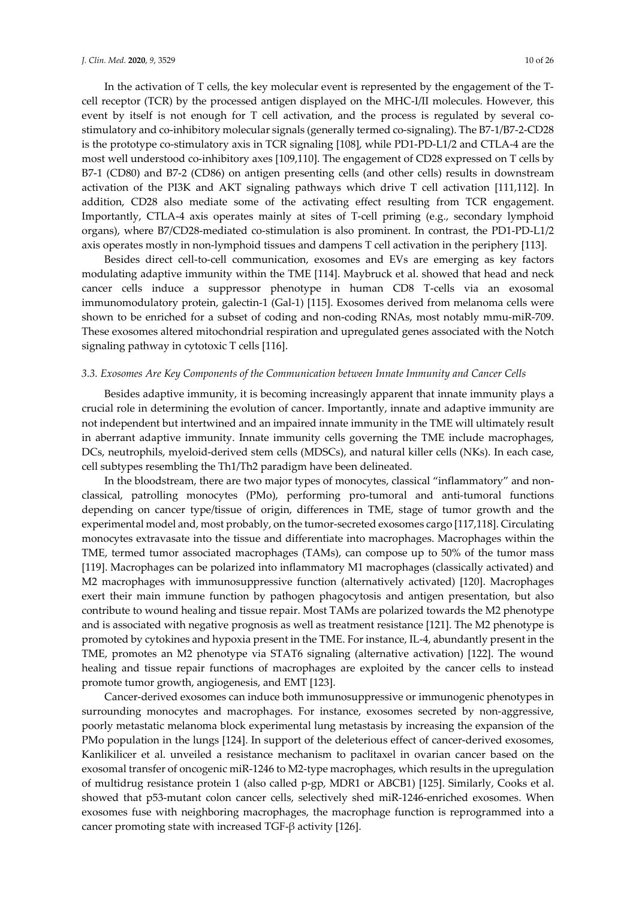In the activation of T cells, the key molecular event is represented by the engagement of the T-cell receptor (TCR) by the processed antigen displayed on the MHC-I/II molecules. However, this event by itself is not enough for T cell activation, and the process is regulated by several co-stimulatory and co-inhibitory molecular signals (generally termed co-signaling). The B7-1/B7-2-CD28 is the prototype co-stimulatory axis in TCR signaling [108], while PD1-PD-L1/2 and CTLA-4 are the most well understood co-inhibitory axes [109,110]. The engagement of CD28 expressed on T cells by B7-1 (CD80) and B7-2 (CD86) on antigen presenting cells (and other cells) results in downstream activation of the PI3K and AKT signaling pathways which drive T cell activation [111,112]. In addition, CD28 also mediate some of the activating effect resulting from TCR engagement. Importantly, CTLA-4 axis operates mainly at sites of T-cell priming (e.g., secondary lymphoid organs), where B7/CD28-mediated co-stimulation is also prominent. In contrast, the PD1-PD-L1/2 axis operates mostly in non-lymphoid tissues and dampens T cell activation in the periphery [113].

Besides direct cell-to-cell communication, exosomes and EVs are emerging as key factors modulating adaptive immunity within the TME [114]. Maybruck et al. showed that head and neck cancer cells induce a suppressor phenotype in human CD8 T-cells via an exosomal immunomodulatory protein, galectin-1 (Gal-1) [115]. Exosomes derived from melanoma cells were shown to be enriched for a subset of coding and non-coding RNAs, most notably mmu-miR-709. These exosomes altered mitochondrial respiration and upregulated genes associated with the Notch signaling pathway in cytotoxic T cells [116].

### *3.3. Exosomes Are Key Components of the Communication between Innate Immunity and Cancer Cells*

Besides adaptive immunity, it is becoming increasingly apparent that innate immunity plays a crucial role in determining the evolution of cancer. Importantly, innate and adaptive immunity are not independent but intertwined and an impaired innate immunity in the TME will ultimately result in aberrant adaptive immunity. Innate immunity cells governing the TME include macrophages, DCs, neutrophils, myeloid-derived stem cells (MDSCs), and natural killer cells (NKs). In each case, cell subtypes resembling the Th1/Th2 paradigm have been delineated.

In the bloodstream, there are two major types of monocytes, classical "inflammatory" and non-classical, patrolling monocytes (PMo), performing pro-tumoral and anti-tumoral functions depending on cancer type/tissue of origin, differences in TME, stage of tumor growth and the experimental model and, most probably, on the tumor-secreted exosomes cargo [117,118]. Circulating monocytes extravasate into the tissue and differentiate into macrophages. Macrophages within the TME, termed tumor associated macrophages (TAMs), can compose up to 50% of the tumor mass [119]. Macrophages can be polarized into inflammatory M1 macrophages (classically activated) and M2 macrophages with immunosuppressive function (alternatively activated) [120]. Macrophages exert their main immune function by pathogen phagocytosis and antigen presentation, but also contribute to wound healing and tissue repair. Most TAMs are polarized towards the M2 phenotype and is associated with negative prognosis as well as treatment resistance [121]. The M2 phenotype is promoted by cytokines and hypoxia present in the TME. For instance, IL-4, abundantly present in the TME, promotes an M2 phenotype via STAT6 signaling (alternative activation) [122]. The wound healing and tissue repair functions of macrophages are exploited by the cancer cells to instead promote tumor growth, angiogenesis, and EMT [123].

Cancer-derived exosomes can induce both immunosuppressive or immunogenic phenotypes in surrounding monocytes and macrophages. For instance, exosomes secreted by non-aggressive, poorly metastatic melanoma block experimental lung metastasis by increasing the expansion of the PMo population in the lungs [124]. In support of the deleterious effect of cancer-derived exosomes, Kanlikilicer et al. unveiled a resistance mechanism to paclitaxel in ovarian cancer based on the exosomal transfer of oncogenic miR-1246 to M2-type macrophages, which results in the upregulation of multidrug resistance protein 1 (also called p-gp, MDR1 or ABCB1) [125]. Similarly, Cooks et al. showed that p53-mutant colon cancer cells, selectively shed miR-1246-enriched exosomes. When exosomes fuse with neighboring macrophages, the macrophage function is reprogrammed into a cancer promoting state with increased TGF-β activity [126].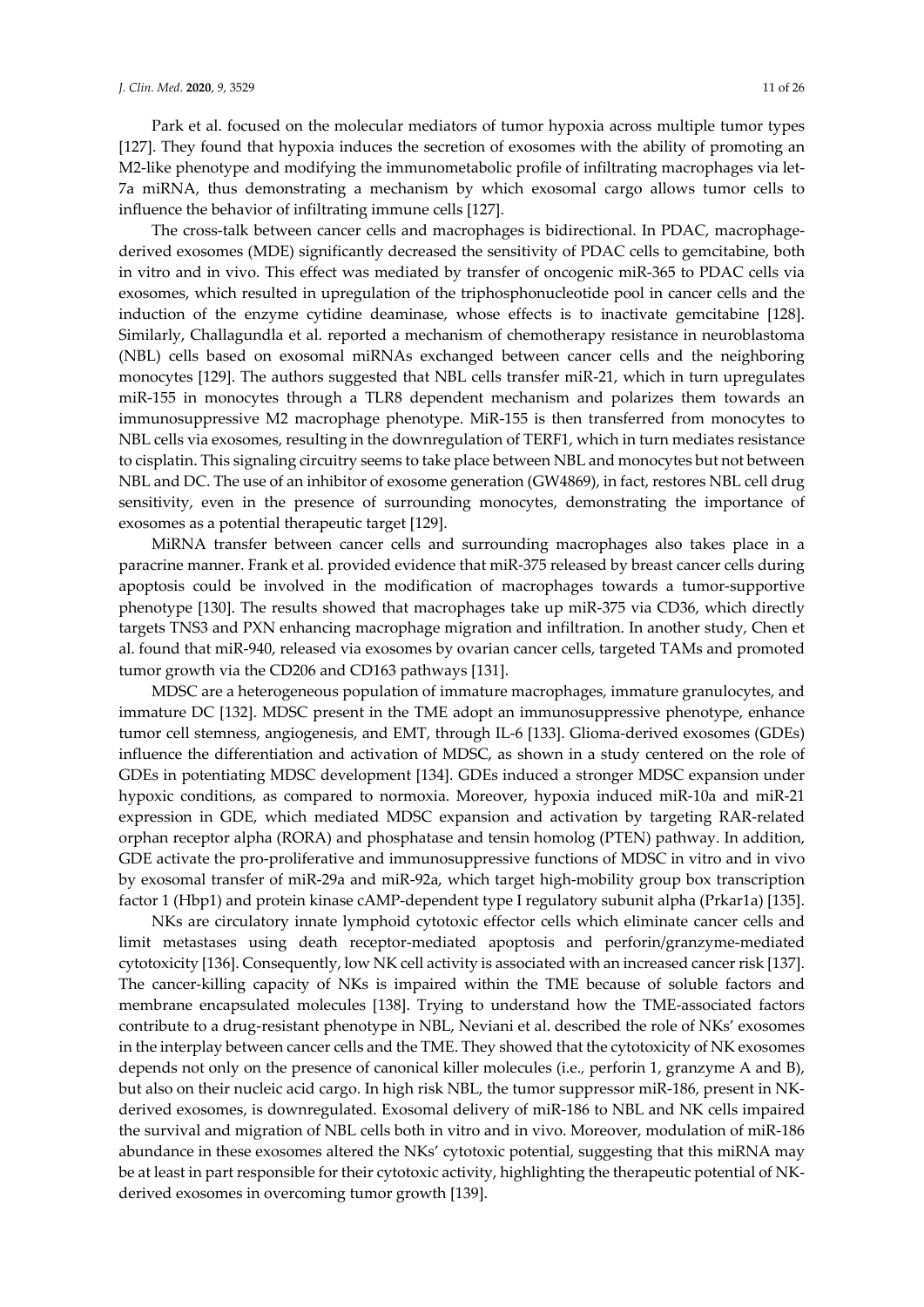Park et al. focused on the molecular mediators of tumor hypoxia across multiple tumor types [127]. They found that hypoxia induces the secretion of exosomes with the ability of promoting an M2-like phenotype and modifying the immunometabolic profile of infiltrating macrophages via let-7a miRNA, thus demonstrating a mechanism by which exosomal cargo allows tumor cells to influence the behavior of infiltrating immune cells [127].

The cross-talk between cancer cells and macrophages is bidirectional. In PDAC, macrophage-derived exosomes (MDE) significantly decreased the sensitivity of PDAC cells to gemcitabine, both in vitro and in vivo. This effect was mediated by transfer of oncogenic miR-365 to PDAC cells via exosomes, which resulted in upregulation of the triphosphonucleotide pool in cancer cells and the induction of the enzyme cytidine deaminase, whose effects is to inactivate gemcitabine [128]. Similarly, Challagundla et al. reported a mechanism of chemotherapy resistance in neuroblastoma (NBL) cells based on exosomal miRNAs exchanged between cancer cells and the neighboring monocytes [129]. The authors suggested that NBL cells transfer miR-21, which in turn upregulates miR-155 in monocytes through a TLR8 dependent mechanism and polarizes them towards an immunosuppressive M2 macrophage phenotype. MiR-155 is then transferred from monocytes to NBL cells via exosomes, resulting in the downregulation of TERF1, which in turn mediates resistance to cisplatin. This signaling circuitry seems to take place between NBL and monocytes but not between NBL and DC. The use of an inhibitor of exosome generation (GW4869), in fact, restores NBL cell drug sensitivity, even in the presence of surrounding monocytes, demonstrating the importance of exosomes as a potential therapeutic target [129].

MiRNA transfer between cancer cells and surrounding macrophages also takes place in a paracrine manner. Frank et al. provided evidence that miR-375 released by breast cancer cells during apoptosis could be involved in the modification of macrophages towards a tumor-supportive phenotype [130]. The results showed that macrophages take up miR-375 via CD36, which directly targets TNS3 and PXN enhancing macrophage migration and infiltration. In another study, Chen et al. found that miR-940, released via exosomes by ovarian cancer cells, targeted TAMs and promoted tumor growth via the CD206 and CD163 pathways [131].

MDSC are a heterogeneous population of immature macrophages, immature granulocytes, and immature DC [132]. MDSC present in the TME adopt an immunosuppressive phenotype, enhance tumor cell stemness, angiogenesis, and EMT, through IL-6 [133]. Glioma-derived exosomes (GDEs) influence the differentiation and activation of MDSC, as shown in a study centered on the role of GDEs in potentiating MDSC development [134]. GDEs induced a stronger MDSC expansion under hypoxic conditions, as compared to normoxia. Moreover, hypoxia induced miR-10a and miR-21 expression in GDE, which mediated MDSC expansion and activation by targeting RAR-related orphan receptor alpha (RORA) and phosphatase and tensin homolog (PTEN) pathway. In addition, GDE activate the pro-proliferative and immunosuppressive functions of MDSC in vitro and in vivo by exosomal transfer of miR-29a and miR-92a, which target high-mobility group box transcription factor 1 (Hbp1) and protein kinase cAMP-dependent type I regulatory subunit alpha (Prkar1a) [135].

NKs are circulatory innate lymphoid cytotoxic effector cells which eliminate cancer cells and limit metastases using death receptor-mediated apoptosis and perforin/granzyme-mediated cytotoxicity [136]. Consequently, low NK cell activity is associated with an increased cancer risk [137]. The cancer-killing capacity of NKs is impaired within the TME because of soluble factors and membrane encapsulated molecules [138]. Trying to understand how the TME-associated factors contribute to a drug-resistant phenotype in NBL, Neviani et al. described the role of NKs' exosomes in the interplay between cancer cells and the TME. They showed that the cytotoxicity of NK exosomes depends not only on the presence of canonical killer molecules (i.e., perforin 1, granzyme A and B), but also on their nucleic acid cargo. In high risk NBL, the tumor suppressor miR-186, present in NK-derived exosomes, is downregulated. Exosomal delivery of miR-186 to NBL and NK cells impaired the survival and migration of NBL cells both in vitro and in vivo. Moreover, modulation of miR-186 abundance in these exosomes altered the NKs' cytotoxic potential, suggesting that this miRNA may be at least in part responsible for their cytotoxic activity, highlighting the therapeutic potential of NK-derived exosomes in overcoming tumor growth [139].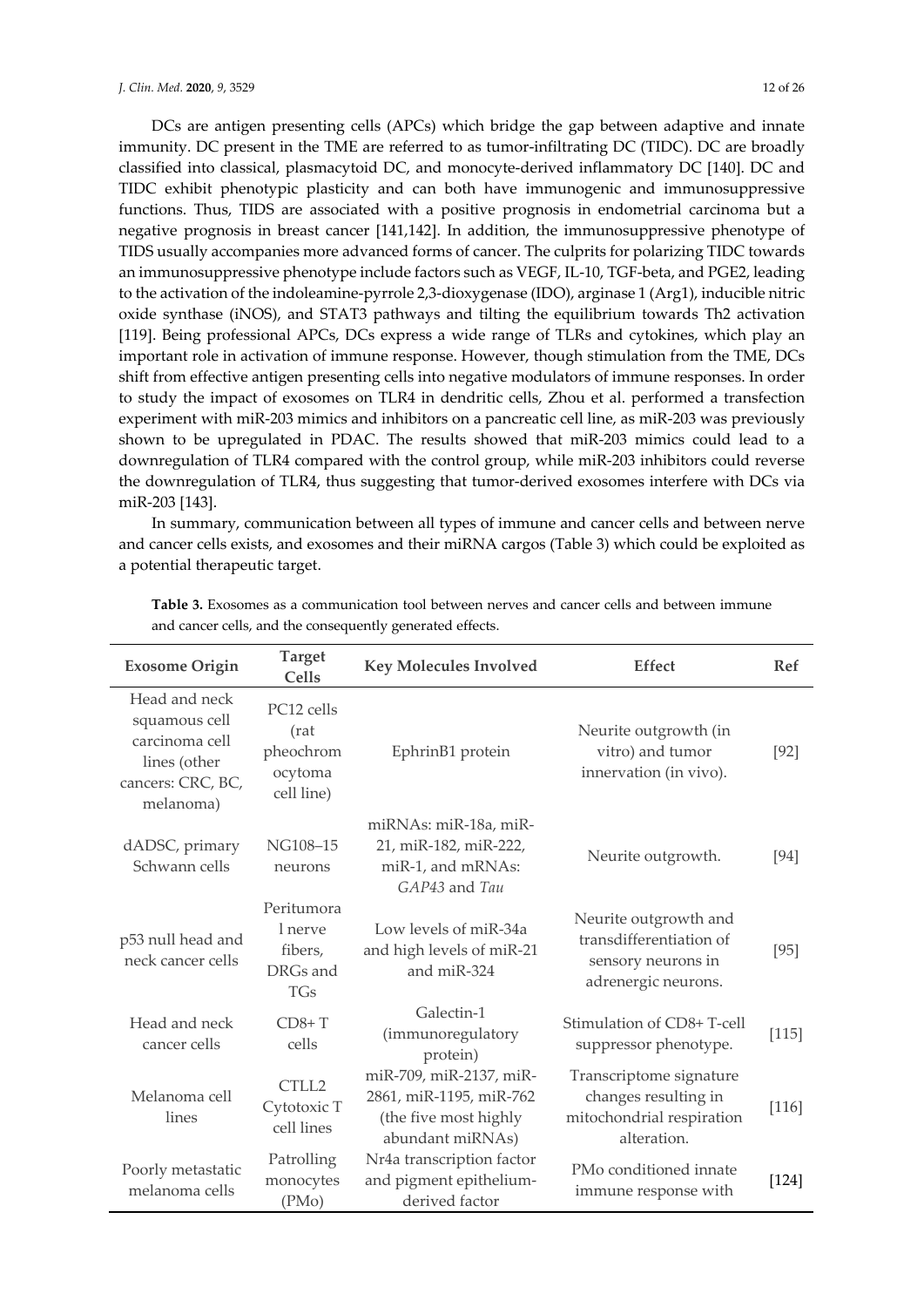DCs are antigen presenting cells (APCs) which bridge the gap between adaptive and innate immunity. DC present in the TME are referred to as tumor-infiltrating DC (TIDC). DC are broadly classified into classical, plasmacytoid DC, and monocyte-derived inflammatory DC [140]. DC and TIDC exhibit phenotypic plasticity and can both have immunogenic and immunosuppressive functions. Thus, TIDS are associated with a positive prognosis in endometrial carcinoma but a negative prognosis in breast cancer [141,142]. In addition, the immunosuppressive phenotype of TIDS usually accompanies more advanced forms of cancer. The culprits for polarizing TIDC towards an immunosuppressive phenotype include factors such as VEGF, IL-10, TGF-beta, and PGE2, leading to the activation of the indoleamine-pyrrole 2,3-dioxygenase (IDO), arginase 1 (Arg1), inducible nitric oxide synthase (iNOS), and STAT3 pathways and tilting the equilibrium towards Th2 activation [119]. Being professional APCs, DCs express a wide range of TLRs and cytokines, which play an important role in activation of immune response. However, though stimulation from the TME, DCs shift from effective antigen presenting cells into negative modulators of immune responses. In order to study the impact of exosomes on TLR4 in dendritic cells, Zhou et al. performed a transfection experiment with miR-203 mimics and inhibitors on a pancreatic cell line, as miR-203 was previously shown to be upregulated in PDAC. The results showed that miR-203 mimics could lead to a downregulation of TLR4 compared with the control group, while miR-203 inhibitors could reverse the downregulation of TLR4, thus suggesting that tumor-derived exosomes interfere with DCs via miR-203 [143].

In summary, communication between all types of immune and cancer cells and between nerve and cancer cells exists, and exosomes and their miRNA cargos (Table 3) which could be exploited as a potential therapeutic target.

**Table 3.** Exosomes as a communication tool between nerves and cancer cells and between immune and cancer cells, and the consequently generated effects.

| Exosome Origin | Target Cells | Key Molecules Involved | Effect | Ref |
|---|---|---|---|---|
| Head and neck squamous cell carcinoma cell lines (other cancers: CRC, BC, melanoma) | PC12 cells (rat pheochromocytoma cell line) | EphrinB1 protein | Neurite outgrowth (in vitro) and tumor innervation (in vivo). | [92] |
| dADSC, primary Schwann cells | NG108–15 neurons | miRNAs: miR-18a, miR-21, miR-182, miR-222, miR-1, and mRNAs: *GAP43* and *Tau* | Neurite outgrowth. | [94] |
| p53 null head and neck cancer cells | Peritumoral nerve fibers, DRGs and TGs | Low levels of miR-34a and high levels of miR-21 and miR-324 | Neurite outgrowth and transdifferentiation of sensory neurons in adrenergic neurons. | [95] |
| Head and neck cancer cells | CD8+ T cells | Galectin-1 (immunoregulatory protein) | Stimulation of CD8+ T-cell suppressor phenotype. | [115] |
| Melanoma cell lines | CTLL2 Cytotoxic T cell lines | miR-709, miR-2137, miR-2861, miR-1195, miR-762 (the five most highly abundant miRNAs) | Transcriptome signature changes resulting in mitochondrial respiration alteration. | [116] |
| Poorly metastatic melanoma cells | Patrolling monocytes (PMo) | Nr4a transcription factor and pigment epithelium-derived factor | PMo conditioned innate immune response with | [124] |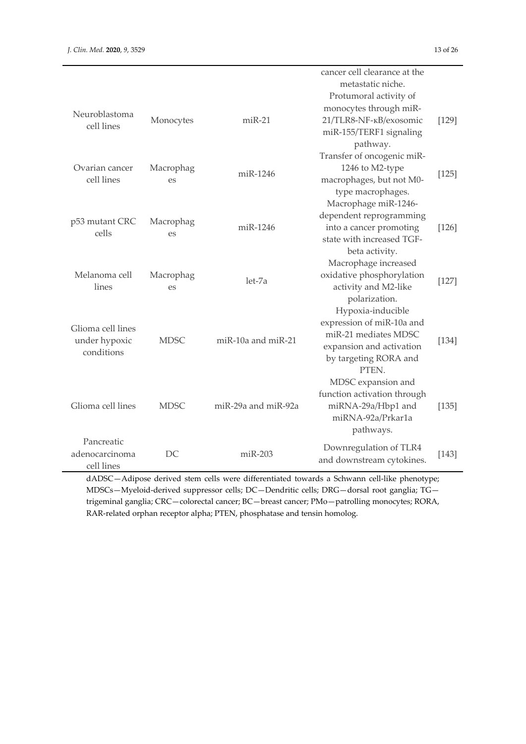| | | | | |
|---|---|---|---|---|
| | | | cancer cell clearance at the metastatic niche. | |
| Neuroblastoma cell lines | Monocytes | miR-21 | Protumoral activity of monocytes through miR-21/TLR8-NF-κB/exosomic miR-155/TERF1 signaling pathway. | [129] |
| Ovarian cancer cell lines | Macrophages | miR-1246 | Transfer of oncogenic miR-1246 to M2-type macrophages, but not M0-type macrophages. | [125] |
| p53 mutant CRC cells | Macrophages | miR-1246 | Macrophage miR-1246-dependent reprogramming into a cancer promoting state with increased TGF-beta activity. | [126] |
| Melanoma cell lines | Macrophages | let-7a | Macrophage increased oxidative phosphorylation activity and M2-like polarization. | [127] |
| Glioma cell lines under hypoxic conditions | MDSC | miR-10a and miR-21 | Hypoxia-inducible expression of miR-10a and miR-21 mediates MDSC expansion and activation by targeting RORA and PTEN. | [134] |
| Glioma cell lines | MDSC | miR-29a and miR-92a | MDSC expansion and function activation through miRNA-29a/Hbp1 and miRNA-92a/Prkar1a pathways. | [135] |
| Pancreatic adenocarcinoma cell lines | DC | miR-203 | Downregulation of TLR4 and downstream cytokines. | [143] |

dADSC—Adipose derived stem cells were differentiated towards a Schwann cell-like phenotype; MDSCs—Myeloid-derived suppressor cells; DC—Dendritic cells; DRG—dorsal root ganglia; TG—trigeminal ganglia; CRC—colorectal cancer; BC—breast cancer; PMo—patrolling monocytes; RORA, RAR-related orphan receptor alpha; PTEN, phosphatase and tensin homolog.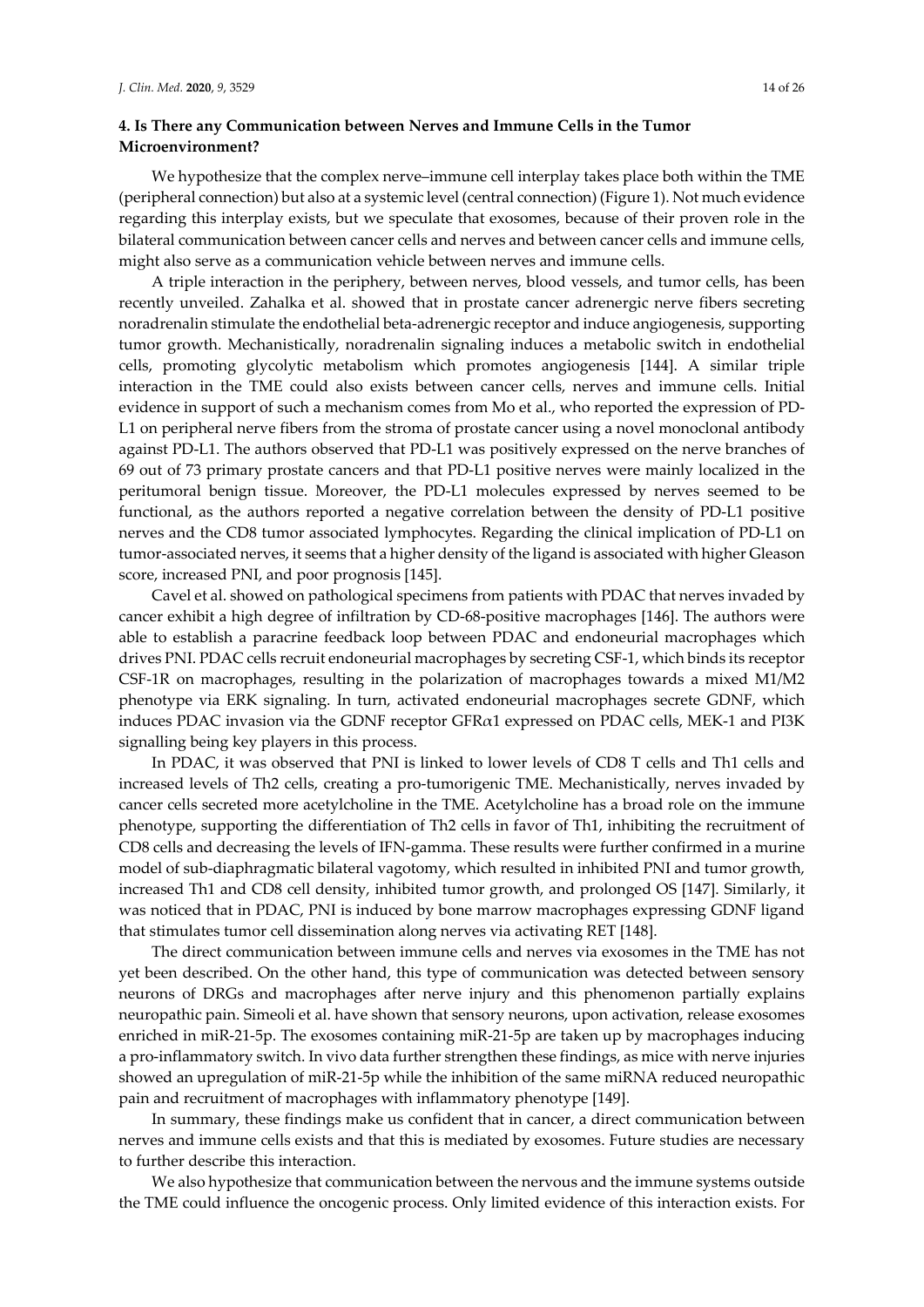## 4. Is There any Communication between Nerves and Immune Cells in the Tumor Microenvironment?

We hypothesize that the complex nerve–immune cell interplay takes place both within the TME (peripheral connection) but also at a systemic level (central connection) (Figure 1). Not much evidence regarding this interplay exists, but we speculate that exosomes, because of their proven role in the bilateral communication between cancer cells and nerves and between cancer cells and immune cells, might also serve as a communication vehicle between nerves and immune cells.

A triple interaction in the periphery, between nerves, blood vessels, and tumor cells, has been recently unveiled. Zahalka et al. showed that in prostate cancer adrenergic nerve fibers secreting noradrenalin stimulate the endothelial beta-adrenergic receptor and induce angiogenesis, supporting tumor growth. Mechanistically, noradrenalin signaling induces a metabolic switch in endothelial cells, promoting glycolytic metabolism which promotes angiogenesis [144]. A similar triple interaction in the TME could also exists between cancer cells, nerves and immune cells. Initial evidence in support of such a mechanism comes from Mo et al., who reported the expression of PD-L1 on peripheral nerve fibers from the stroma of prostate cancer using a novel monoclonal antibody against PD-L1. The authors observed that PD-L1 was positively expressed on the nerve branches of 69 out of 73 primary prostate cancers and that PD-L1 positive nerves were mainly localized in the peritumoral benign tissue. Moreover, the PD-L1 molecules expressed by nerves seemed to be functional, as the authors reported a negative correlation between the density of PD-L1 positive nerves and the CD8 tumor associated lymphocytes. Regarding the clinical implication of PD-L1 on tumor-associated nerves, it seems that a higher density of the ligand is associated with higher Gleason score, increased PNI, and poor prognosis [145].

Cavel et al. showed on pathological specimens from patients with PDAC that nerves invaded by cancer exhibit a high degree of infiltration by CD-68-positive macrophages [146]. The authors were able to establish a paracrine feedback loop between PDAC and endoneurial macrophages which drives PNI. PDAC cells recruit endoneurial macrophages by secreting CSF-1, which binds its receptor CSF-1R on macrophages, resulting in the polarization of macrophages towards a mixed M1/M2 phenotype via ERK signaling. In turn, activated endoneurial macrophages secrete GDNF, which induces PDAC invasion via the GDNF receptor GFR$\alpha$1 expressed on PDAC cells, MEK-1 and PI3K signalling being key players in this process.

In PDAC, it was observed that PNI is linked to lower levels of CD8 T cells and Th1 cells and increased levels of Th2 cells, creating a pro-tumorigenic TME. Mechanistically, nerves invaded by cancer cells secreted more acetylcholine in the TME. Acetylcholine has a broad role on the immune phenotype, supporting the differentiation of Th2 cells in favor of Th1, inhibiting the recruitment of CD8 cells and decreasing the levels of IFN-gamma. These results were further confirmed in a murine model of sub-diaphragmatic bilateral vagotomy, which resulted in inhibited PNI and tumor growth, increased Th1 and CD8 cell density, inhibited tumor growth, and prolonged OS [147]. Similarly, it was noticed that in PDAC, PNI is induced by bone marrow macrophages expressing GDNF ligand that stimulates tumor cell dissemination along nerves via activating RET [148].

The direct communication between immune cells and nerves via exosomes in the TME has not yet been described. On the other hand, this type of communication was detected between sensory neurons of DRGs and macrophages after nerve injury and this phenomenon partially explains neuropathic pain. Simeoli et al. have shown that sensory neurons, upon activation, release exosomes enriched in miR-21-5p. The exosomes containing miR-21-5p are taken up by macrophages inducing a pro-inflammatory switch. In vivo data further strengthen these findings, as mice with nerve injuries showed an upregulation of miR-21-5p while the inhibition of the same miRNA reduced neuropathic pain and recruitment of macrophages with inflammatory phenotype [149].

In summary, these findings make us confident that in cancer, a direct communication between nerves and immune cells exists and that this is mediated by exosomes. Future studies are necessary to further describe this interaction.

We also hypothesize that communication between the nervous and the immune systems outside the TME could influence the oncogenic process. Only limited evidence of this interaction exists. For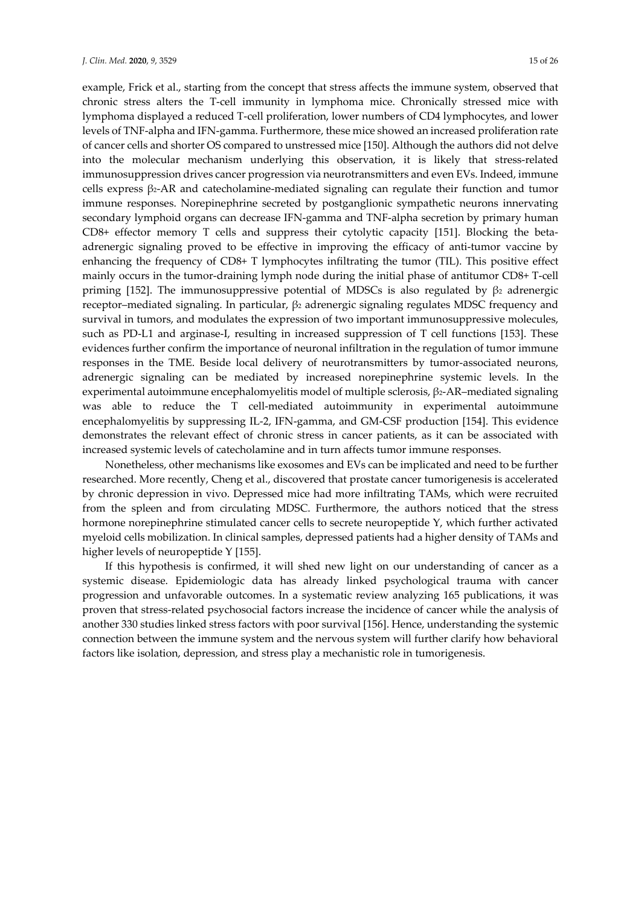example, Frick et al., starting from the concept that stress affects the immune system, observed that chronic stress alters the T-cell immunity in lymphoma mice. Chronically stressed mice with lymphoma displayed a reduced T-cell proliferation, lower numbers of CD4 lymphocytes, and lower levels of TNF-alpha and IFN-gamma. Furthermore, these mice showed an increased proliferation rate of cancer cells and shorter OS compared to unstressed mice [150]. Although the authors did not delve into the molecular mechanism underlying this observation, it is likely that stress-related immunosuppression drives cancer progression via neurotransmitters and even EVs. Indeed, immune cells express $\beta_2$-AR and catecholamine-mediated signaling can regulate their function and tumor immune responses. Norepinephrine secreted by postganglionic sympathetic neurons innervating secondary lymphoid organs can decrease IFN-gamma and TNF-alpha secretion by primary human CD8+ effector memory T cells and suppress their cytolytic capacity [151]. Blocking the beta-adrenergic signaling proved to be effective in improving the efficacy of anti-tumor vaccine by enhancing the frequency of CD8+ T lymphocytes infiltrating the tumor (TIL). This positive effect mainly occurs in the tumor-draining lymph node during the initial phase of antitumor CD8+ T-cell priming [152]. The immunosuppressive potential of MDSCs is also regulated by $\beta_2$ adrenergic receptor–mediated signaling. In particular, $\beta_2$ adrenergic signaling regulates MDSC frequency and survival in tumors, and modulates the expression of two important immunosuppressive molecules, such as PD-L1 and arginase-I, resulting in increased suppression of T cell functions [153]. These evidences further confirm the importance of neuronal infiltration in the regulation of tumor immune responses in the TME. Beside local delivery of neurotransmitters by tumor-associated neurons, adrenergic signaling can be mediated by increased norepinephrine systemic levels. In the experimental autoimmune encephalomyelitis model of multiple sclerosis, $\beta_2$-AR–mediated signaling was able to reduce the T cell-mediated autoimmunity in experimental autoimmune encephalomyelitis by suppressing IL-2, IFN-gamma, and GM-CSF production [154]. This evidence demonstrates the relevant effect of chronic stress in cancer patients, as it can be associated with increased systemic levels of catecholamine and in turn affects tumor immune responses.

Nonetheless, other mechanisms like exosomes and EVs can be implicated and need to be further researched. More recently, Cheng et al., discovered that prostate cancer tumorigenesis is accelerated by chronic depression in vivo. Depressed mice had more infiltrating TAMs, which were recruited from the spleen and from circulating MDSC. Furthermore, the authors noticed that the stress hormone norepinephrine stimulated cancer cells to secrete neuropeptide Y, which further activated myeloid cells mobilization. In clinical samples, depressed patients had a higher density of TAMs and higher levels of neuropeptide Y [155].

If this hypothesis is confirmed, it will shed new light on our understanding of cancer as a systemic disease. Epidemiologic data has already linked psychological trauma with cancer progression and unfavorable outcomes. In a systematic review analyzing 165 publications, it was proven that stress-related psychosocial factors increase the incidence of cancer while the analysis of another 330 studies linked stress factors with poor survival [156]. Hence, understanding the systemic connection between the immune system and the nervous system will further clarify how behavioral factors like isolation, depression, and stress play a mechanistic role in tumorigenesis.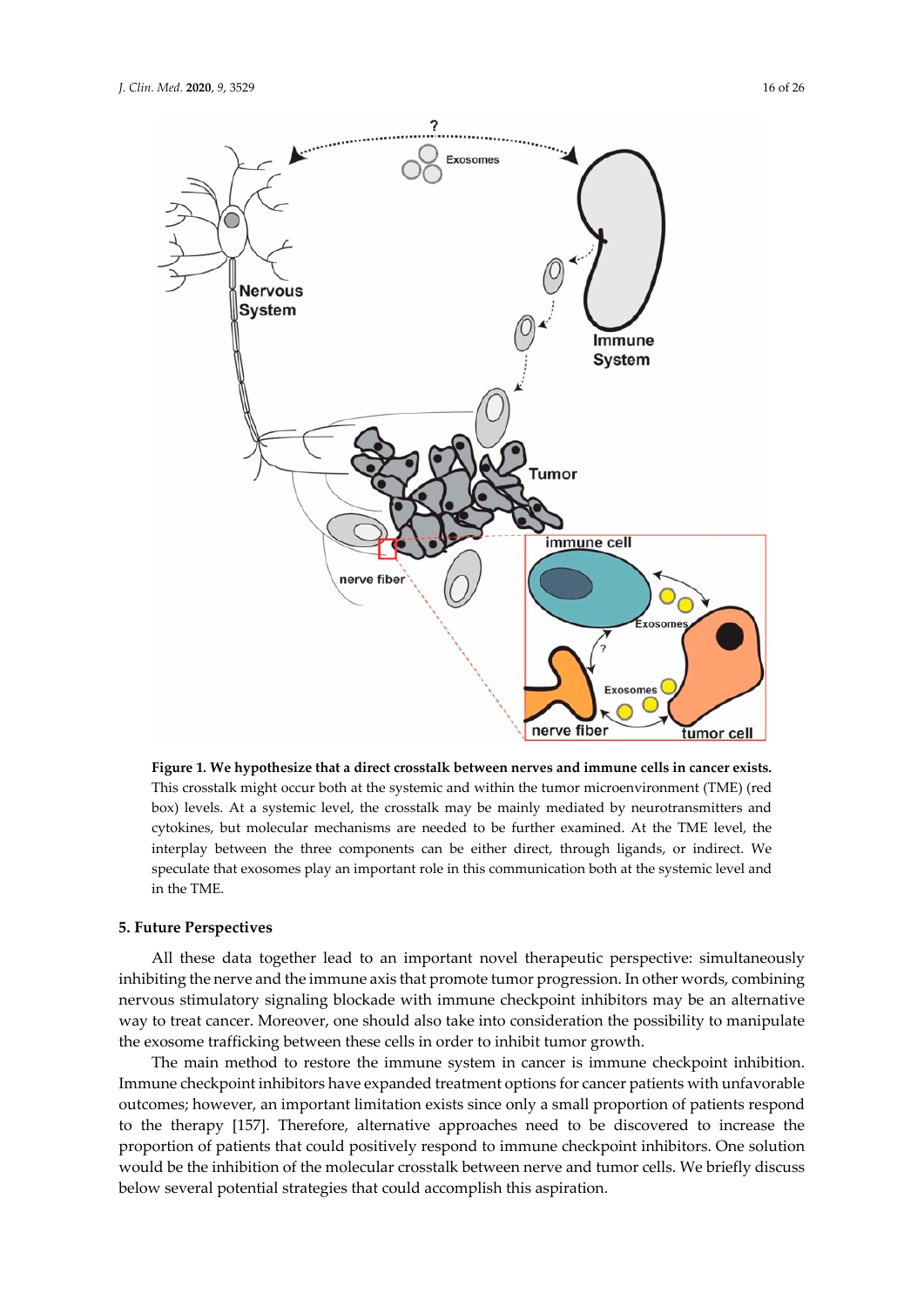**Figure 1. We hypothesize that a direct crosstalk between nerves and immune cells in cancer exists.** This crosstalk might occur both at the systemic and within the tumor microenvironment (TME) (red box) levels. At a systemic level, the crosstalk may be mainly mediated by neurotransmitters and cytokines, but molecular mechanisms are needed to be further examined. At the TME level, the interplay between the three components can be either direct, through ligands, or indirect. We speculate that exosomes play an important role in this communication both at the systemic level and in the TME.

## 5. Future Perspectives

All these data together lead to an important novel therapeutic perspective: simultaneously inhibiting the nerve and the immune axis that promote tumor progression. In other words, combining nervous stimulatory signaling blockade with immune checkpoint inhibitors may be an alternative way to treat cancer. Moreover, one should also take into consideration the possibility to manipulate the exosome trafficking between these cells in order to inhibit tumor growth.

The main method to restore the immune system in cancer is immune checkpoint inhibition. Immune checkpoint inhibitors have expanded treatment options for cancer patients with unfavorable outcomes; however, an important limitation exists since only a small proportion of patients respond to the therapy [157]. Therefore, alternative approaches need to be discovered to increase the proportion of patients that could positively respond to immune checkpoint inhibitors. One solution would be the inhibition of the molecular crosstalk between nerve and tumor cells. We briefly discuss below several potential strategies that could accomplish this aspiration.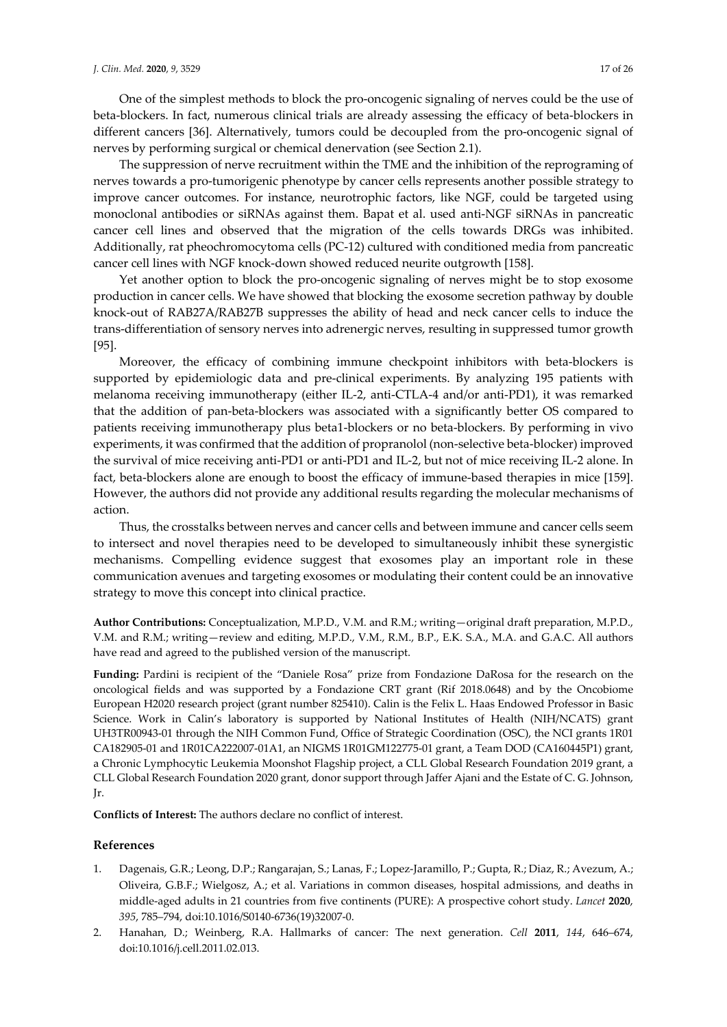One of the simplest methods to block the pro-oncogenic signaling of nerves could be the use of beta-blockers. In fact, numerous clinical trials are already assessing the efficacy of beta-blockers in different cancers [36]. Alternatively, tumors could be decoupled from the pro-oncogenic signal of nerves by performing surgical or chemical denervation (see Section 2.1).

The suppression of nerve recruitment within the TME and the inhibition of the reprograming of nerves towards a pro-tumorigenic phenotype by cancer cells represents another possible strategy to improve cancer outcomes. For instance, neurotrophic factors, like NGF, could be targeted using monoclonal antibodies or siRNAs against them. Bapat et al. used anti-NGF siRNAs in pancreatic cancer cell lines and observed that the migration of the cells towards DRGs was inhibited. Additionally, rat pheochromocytoma cells (PC-12) cultured with conditioned media from pancreatic cancer cell lines with NGF knock-down showed reduced neurite outgrowth [158].

Yet another option to block the pro-oncogenic signaling of nerves might be to stop exosome production in cancer cells. We have showed that blocking the exosome secretion pathway by double knock-out of RAB27A/RAB27B suppresses the ability of head and neck cancer cells to induce the trans-differentiation of sensory nerves into adrenergic nerves, resulting in suppressed tumor growth [95].

Moreover, the efficacy of combining immune checkpoint inhibitors with beta-blockers is supported by epidemiologic data and pre-clinical experiments. By analyzing 195 patients with melanoma receiving immunotherapy (either IL-2, anti-CTLA-4 and/or anti-PD1), it was remarked that the addition of pan-beta-blockers was associated with a significantly better OS compared to patients receiving immunotherapy plus beta1-blockers or no beta-blockers. By performing in vivo experiments, it was confirmed that the addition of propranolol (non-selective beta-blocker) improved the survival of mice receiving anti-PD1 or anti-PD1 and IL-2, but not of mice receiving IL-2 alone. In fact, beta-blockers alone are enough to boost the efficacy of immune-based therapies in mice [159]. However, the authors did not provide any additional results regarding the molecular mechanisms of action.

Thus, the crosstalks between nerves and cancer cells and between immune and cancer cells seem to intersect and novel therapies need to be developed to simultaneously inhibit these synergistic mechanisms. Compelling evidence suggest that exosomes play an important role in these communication avenues and targeting exosomes or modulating their content could be an innovative strategy to move this concept into clinical practice.

**Author Contributions:** Conceptualization, M.P.D., V.M. and R.M.; writing—original draft preparation, M.P.D., V.M. and R.M.; writing—review and editing, M.P.D., V.M., R.M., B.P., E.K. S.A., M.A. and G.A.C. All authors have read and agreed to the published version of the manuscript.

**Funding:** Pardini is recipient of the "Daniele Rosa" prize from Fondazione DaRosa for the research on the oncological fields and was supported by a Fondazione CRT grant (Rif 2018.0648) and by the Oncobiome European H2020 research project (grant number 825410). Calin is the Felix L. Haas Endowed Professor in Basic Science. Work in Calin's laboratory is supported by National Institutes of Health (NIH/NCATS) grant UH3TR00943-01 through the NIH Common Fund, Office of Strategic Coordination (OSC), the NCI grants 1R01 CA182905-01 and 1R01CA222007-01A1, an NIGMS 1R01GM122775-01 grant, a Team DOD (CA160445P1) grant, a Chronic Lymphocytic Leukemia Moonshot Flagship project, a CLL Global Research Foundation 2019 grant, a CLL Global Research Foundation 2020 grant, donor support through Jaffer Ajani and the Estate of C. G. Johnson, Jr.

**Conflicts of Interest:** The authors declare no conflict of interest.

## References

1. Dagenais, G.R.; Leong, D.P.; Rangarajan, S.; Lanas, F.; Lopez-Jaramillo, P.; Gupta, R.; Diaz, R.; Avezum, A.; Oliveira, G.B.F.; Wielgosz, A.; et al. Variations in common diseases, hospital admissions, and deaths in middle-aged adults in 21 countries from five continents (PURE): A prospective cohort study. *Lancet* **2020**, *395*, 785–794, doi:10.1016/S0140-6736(19)32007-0.
2. Hanahan, D.; Weinberg, R.A. Hallmarks of cancer: The next generation. *Cell* **2011**, *144*, 646–674, doi:10.1016/j.cell.2011.02.013.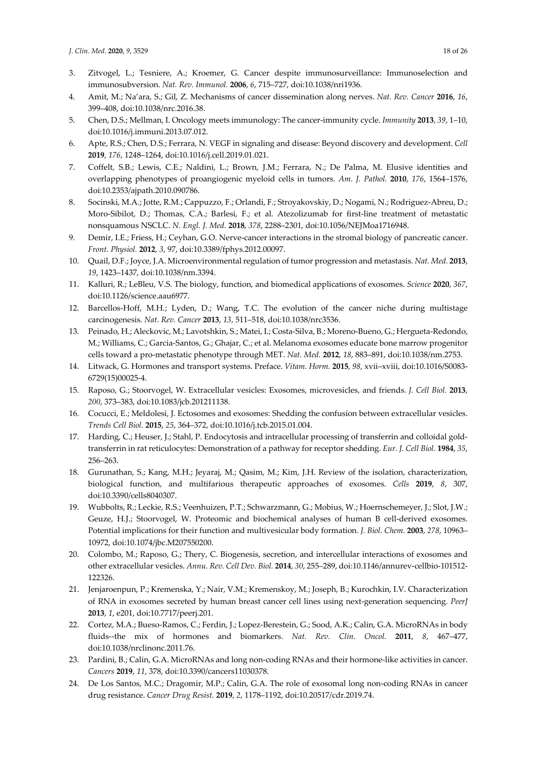3. Zitvogel, L.; Tesniere, A.; Kroemer, G. Cancer despite immunosurveillance: Immunoselection and immunosubversion. *Nat. Rev. Immunol.* **2006**, *6*, 715–727, doi:10.1038/nri1936.
4. Amit, M.; Na'ara, S.; Gil, Z. Mechanisms of cancer dissemination along nerves. *Nat. Rev. Cancer* **2016**, *16*, 399–408, doi:10.1038/nrc.2016.38.
5. Chen, D.S.; Mellman, I. Oncology meets immunology: The cancer-immunity cycle. *Immunity* **2013**, *39*, 1–10, doi:10.1016/j.immuni.2013.07.012.
6. Apte, R.S.; Chen, D.S.; Ferrara, N. VEGF in signaling and disease: Beyond discovery and development. *Cell* **2019**, *176*, 1248–1264, doi:10.1016/j.cell.2019.01.021.
7. Coffelt, S.B.; Lewis, C.E.; Naldini, L.; Brown, J.M.; Ferrara, N.; De Palma, M. Elusive identities and overlapping phenotypes of proangiogenic myeloid cells in tumors. *Am. J. Pathol.* **2010**, *176*, 1564–1576, doi:10.2353/ajpath.2010.090786.
8. Socinski, M.A.; Jotte, R.M.; Cappuzzo, F.; Orlandi, F.; Stroyakovskiy, D.; Nogami, N.; Rodriguez-Abreu, D.; Moro-Sibilot, D.; Thomas, C.A.; Barlesi, F.; et al. Atezolizumab for first-line treatment of metastatic nonsquamous NSCLC. *N. Engl. J. Med.* **2018**, *378*, 2288–2301, doi:10.1056/NEJMoa1716948.
9. Demir, I.E.; Friess, H.; Ceyhan, G.O. Nerve-cancer interactions in the stromal biology of pancreatic cancer. *Front. Physiol.* **2012**, *3*, 97, doi:10.3389/fphys.2012.00097.
10. Quail, D.F.; Joyce, J.A. Microenvironmental regulation of tumor progression and metastasis. *Nat. Med.* **2013**, *19*, 1423–1437, doi:10.1038/nm.3394.
11. Kalluri, R.; LeBleu, V.S. The biology, function, and biomedical applications of exosomes. *Science* **2020**, *367*, doi:10.1126/science.aau6977.
12. Barcellos-Hoff, M.H.; Lyden, D.; Wang, T.C. The evolution of the cancer niche during multistage carcinogenesis. *Nat. Rev. Cancer* **2013**, *13*, 511–518, doi:10.1038/nrc3536.
13. Peinado, H.; Aleckovic, M.; Lavotshkin, S.; Matei, I.; Costa-Silva, B.; Moreno-Bueno, G.; Hergueta-Redondo, M.; Williams, C.; Garcia-Santos, G.; Ghajar, C.; et al. Melanoma exosomes educate bone marrow progenitor cells toward a pro-metastatic phenotype through MET. *Nat. Med.* **2012**, *18*, 883–891, doi:10.1038/nm.2753.
14. Litwack, G. Hormones and transport systems. Preface. *Vitam. Horm.* **2015**, *98*, xvii–xviii, doi:10.1016/S0083-6729(15)00025-4.
15. Raposo, G.; Stoorvogel, W. Extracellular vesicles: Exosomes, microvesicles, and friends. *J. Cell Biol.* **2013**, *200*, 373–383, doi:10.1083/jcb.201211138.
16. Cocucci, E.; Meldolesi, J. Ectosomes and exosomes: Shedding the confusion between extracellular vesicles. *Trends Cell Biol.* **2015**, *25*, 364–372, doi:10.1016/j.tcb.2015.01.004.
17. Harding, C.; Heuser, J.; Stahl, P. Endocytosis and intracellular processing of transferrin and colloidal gold-transferrin in rat reticulocytes: Demonstration of a pathway for receptor shedding. *Eur. J. Cell Biol.* **1984**, *35*, 256–263.
18. Gurunathan, S.; Kang, M.H.; Jeyaraj, M.; Qasim, M.; Kim, J.H. Review of the isolation, characterization, biological function, and multifarious therapeutic approaches of exosomes. *Cells* **2019**, *8*, 307, doi:10.3390/cells8040307.
19. Wubbolts, R.; Leckie, R.S.; Veenhuizen, P.T.; Schwarzmann, G.; Mobius, W.; Hoernschemeyer, J.; Slot, J.W.; Geuze, H.J.; Stoorvogel, W. Proteomic and biochemical analyses of human B cell-derived exosomes. Potential implications for their function and multivesicular body formation. *J. Biol. Chem.* **2003**, *278*, 10963–10972, doi:10.1074/jbc.M207550200.
20. Colombo, M.; Raposo, G.; Thery, C. Biogenesis, secretion, and intercellular interactions of exosomes and other extracellular vesicles. *Annu. Rev. Cell Dev. Biol.* **2014**, *30*, 255–289, doi:10.1146/annurev-cellbio-101512-122326.
21. Jenjaroenpun, P.; Kremenska, Y.; Nair, V.M.; Kremenskoy, M.; Joseph, B.; Kurochkin, I.V. Characterization of RNA in exosomes secreted by human breast cancer cell lines using next-generation sequencing. *PeerJ* **2013**, *1*, e201, doi:10.7717/peerj.201.
22. Cortez, M.A.; Bueso-Ramos, C.; Ferdin, J.; Lopez-Berestein, G.; Sood, A.K.; Calin, G.A. MicroRNAs in body fluids--the mix of hormones and biomarkers. *Nat. Rev. Clin. Oncol.* **2011**, *8*, 467–477, doi:10.1038/nrclinonc.2011.76.
23. Pardini, B.; Calin, G.A. MicroRNAs and long non-coding RNAs and their hormone-like activities in cancer. *Cancers* **2019**, *11*, 378, doi:10.3390/cancers11030378.
24. De Los Santos, M.C.; Dragomir, M.P.; Calin, G.A. The role of exosomal long non-coding RNAs in cancer drug resistance. *Cancer Drug Resist.* **2019**, *2*, 1178–1192, doi:10.20517/cdr.2019.74.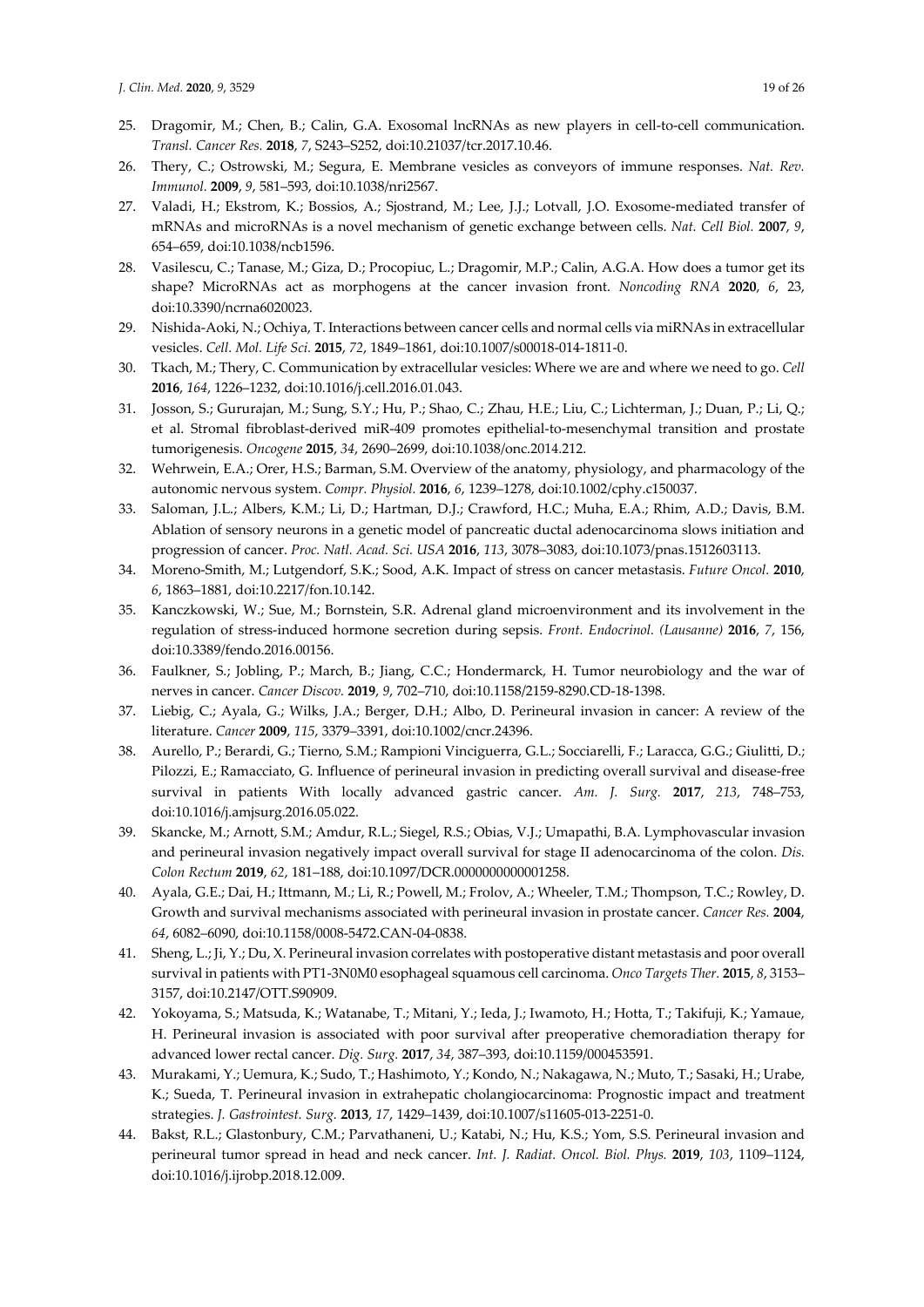25. Dragomir, M.; Chen, B.; Calin, G.A. Exosomal lncRNAs as new players in cell-to-cell communication. *Transl. Cancer Res.* **2018**, *7*, S243–S252, doi:10.21037/tcr.2017.10.46.
26. Thery, C.; Ostrowski, M.; Segura, E. Membrane vesicles as conveyors of immune responses. *Nat. Rev. Immunol.* **2009**, *9*, 581–593, doi:10.1038/nri2567.
27. Valadi, H.; Ekstrom, K.; Bossios, A.; Sjostrand, M.; Lee, J.J.; Lotvall, J.O. Exosome-mediated transfer of mRNAs and microRNAs is a novel mechanism of genetic exchange between cells. *Nat. Cell Biol.* **2007**, *9*, 654–659, doi:10.1038/ncb1596.
28. Vasilescu, C.; Tanase, M.; Giza, D.; Procopiuc, L.; Dragomir, M.P.; Calin, A.G.A. How does a tumor get its shape? MicroRNAs act as morphogens at the cancer invasion front. *Noncoding RNA* **2020**, *6*, 23, doi:10.3390/ncrna6020023.
29. Nishida-Aoki, N.; Ochiya, T. Interactions between cancer cells and normal cells via miRNAs in extracellular vesicles. *Cell. Mol. Life Sci.* **2015**, *72*, 1849–1861, doi:10.1007/s00018-014-1811-0.
30. Tkach, M.; Thery, C. Communication by extracellular vesicles: Where we are and where we need to go. *Cell* **2016**, *164*, 1226–1232, doi:10.1016/j.cell.2016.01.043.
31. Josson, S.; Gururajan, M.; Sung, S.Y.; Hu, P.; Shao, C.; Zhau, H.E.; Liu, C.; Lichterman, J.; Duan, P.; Li, Q.; et al. Stromal fibroblast-derived miR-409 promotes epithelial-to-mesenchymal transition and prostate tumorigenesis. *Oncogene* **2015**, *34*, 2690–2699, doi:10.1038/onc.2014.212.
32. Wehrwein, E.A.; Orer, H.S.; Barman, S.M. Overview of the anatomy, physiology, and pharmacology of the autonomic nervous system. *Compr. Physiol.* **2016**, *6*, 1239–1278, doi:10.1002/cphy.c150037.
33. Saloman, J.L.; Albers, K.M.; Li, D.; Hartman, D.J.; Crawford, H.C.; Muha, E.A.; Rhim, A.D.; Davis, B.M. Ablation of sensory neurons in a genetic model of pancreatic ductal adenocarcinoma slows initiation and progression of cancer. *Proc. Natl. Acad. Sci. USA* **2016**, *113*, 3078–3083, doi:10.1073/pnas.1512603113.
34. Moreno-Smith, M.; Lutgendorf, S.K.; Sood, A.K. Impact of stress on cancer metastasis. *Future Oncol.* **2010**, *6*, 1863–1881, doi:10.2217/fon.10.142.
35. Kanczkowski, W.; Sue, M.; Bornstein, S.R. Adrenal gland microenvironment and its involvement in the regulation of stress-induced hormone secretion during sepsis. *Front. Endocrinol. (Lausanne)* **2016**, *7*, 156, doi:10.3389/fendo.2016.00156.
36. Faulkner, S.; Jobling, P.; March, B.; Jiang, C.C.; Hondermarck, H. Tumor neurobiology and the war of nerves in cancer. *Cancer Discov.* **2019**, *9*, 702–710, doi:10.1158/2159-8290.CD-18-1398.
37. Liebig, C.; Ayala, G.; Wilks, J.A.; Berger, D.H.; Albo, D. Perineural invasion in cancer: A review of the literature. *Cancer* **2009**, *115*, 3379–3391, doi:10.1002/cncr.24396.
38. Aurello, P.; Berardi, G.; Tierno, S.M.; Rampioni Vinciguerra, G.L.; Socciarelli, F.; Laracca, G.G.; Giulitti, D.; Pilozzi, E.; Ramacciato, G. Influence of perineural invasion in predicting overall survival and disease-free survival in patients With locally advanced gastric cancer. *Am. J. Surg.* **2017**, *213*, 748–753, doi:10.1016/j.amjsurg.2016.05.022.
39. Skancke, M.; Arnott, S.M.; Amdur, R.L.; Siegel, R.S.; Obias, V.J.; Umapathi, B.A. Lymphovascular invasion and perineural invasion negatively impact overall survival for stage II adenocarcinoma of the colon. *Dis. Colon Rectum* **2019**, *62*, 181–188, doi:10.1097/DCR.0000000000001258.
40. Ayala, G.E.; Dai, H.; Ittmann, M.; Li, R.; Powell, M.; Frolov, A.; Wheeler, T.M.; Thompson, T.C.; Rowley, D. Growth and survival mechanisms associated with perineural invasion in prostate cancer. *Cancer Res.* **2004**, *64*, 6082–6090, doi:10.1158/0008-5472.CAN-04-0838.
41. Sheng, L.; Ji, Y.; Du, X. Perineural invasion correlates with postoperative distant metastasis and poor overall survival in patients with PT1-3N0M0 esophageal squamous cell carcinoma. *Onco Targets Ther.* **2015**, *8*, 3153–3157, doi:10.2147/OTT.S90909.
42. Yokoyama, S.; Matsuda, K.; Watanabe, T.; Mitani, Y.; Ieda, J.; Iwamoto, H.; Hotta, T.; Takifuji, K.; Yamaue, H. Perineural invasion is associated with poor survival after preoperative chemoradiation therapy for advanced lower rectal cancer. *Dig. Surg.* **2017**, *34*, 387–393, doi:10.1159/000453591.
43. Murakami, Y.; Uemura, K.; Sudo, T.; Hashimoto, Y.; Kondo, N.; Nakagawa, N.; Muto, T.; Sasaki, H.; Urabe, K.; Sueda, T. Perineural invasion in extrahepatic cholangiocarcinoma: Prognostic impact and treatment strategies. *J. Gastrointest. Surg.* **2013**, *17*, 1429–1439, doi:10.1007/s11605-013-2251-0.
44. Bakst, R.L.; Glastonbury, C.M.; Parvathaneni, U.; Katabi, N.; Hu, K.S.; Yom, S.S. Perineural invasion and perineural tumor spread in head and neck cancer. *Int. J. Radiat. Oncol. Biol. Phys.* **2019**, *103*, 1109–1124, doi:10.1016/j.ijrobp.2018.12.009.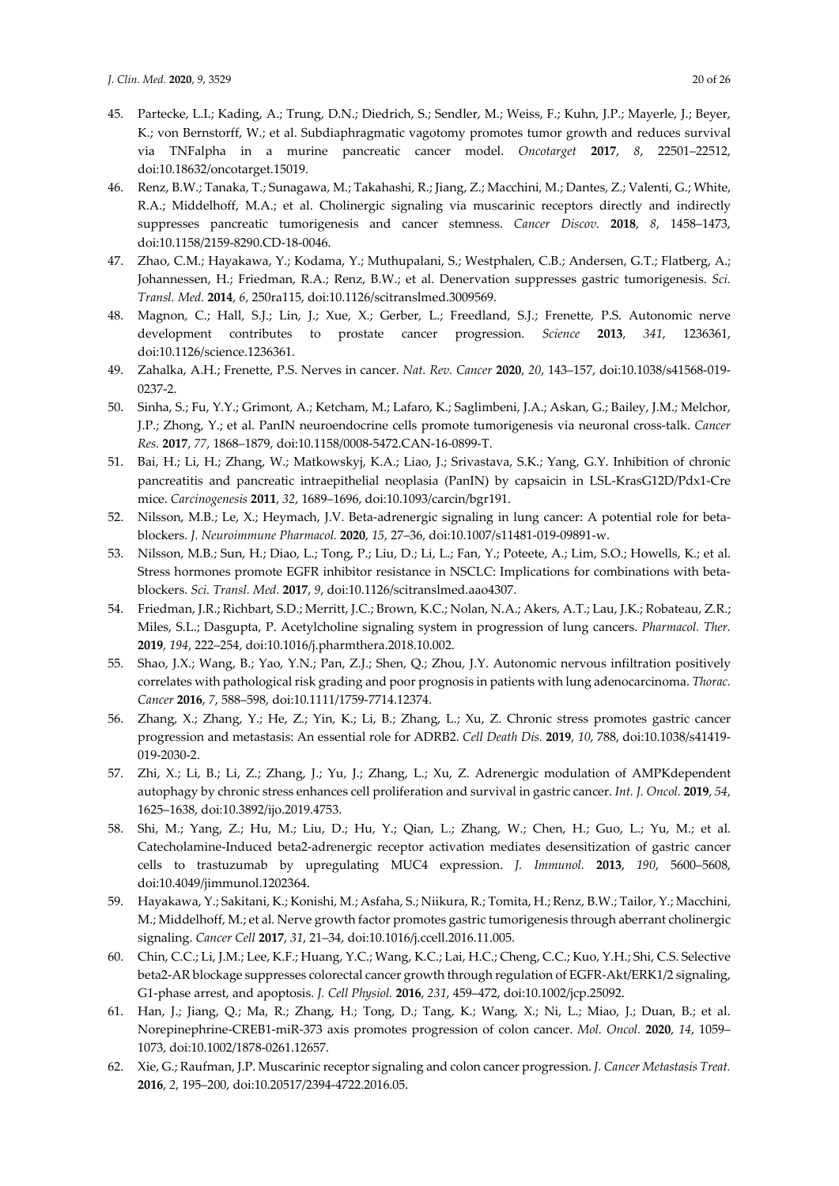45. Partecke, L.I.; Kading, A.; Trung, D.N.; Diedrich, S.; Sendler, M.; Weiss, F.; Kuhn, J.P.; Mayerle, J.; Beyer, K.; von Bernstorff, W.; et al. Subdiaphragmatic vagotomy promotes tumor growth and reduces survival via TNFalpha in a murine pancreatic cancer model. *Oncotarget* **2017**, *8*, 22501–22512, doi:10.18632/oncotarget.15019.
46. Renz, B.W.; Tanaka, T.; Sunagawa, M.; Takahashi, R.; Jiang, Z.; Macchini, M.; Dantes, Z.; Valenti, G.; White, R.A.; Middelhoff, M.A.; et al. Cholinergic signaling via muscarinic receptors directly and indirectly suppresses pancreatic tumorigenesis and cancer stemness. *Cancer Discov.* **2018**, *8*, 1458–1473, doi:10.1158/2159-8290.CD-18-0046.
47. Zhao, C.M.; Hayakawa, Y.; Kodama, Y.; Muthupalani, S.; Westphalen, C.B.; Andersen, G.T.; Flatberg, A.; Johannessen, H.; Friedman, R.A.; Renz, B.W.; et al. Denervation suppresses gastric tumorigenesis. *Sci. Transl. Med.* **2014**, *6*, 250ra115, doi:10.1126/scitranslmed.3009569.
48. Magnon, C.; Hall, S.J.; Lin, J.; Xue, X.; Gerber, L.; Freedland, S.J.; Frenette, P.S. Autonomic nerve development contributes to prostate cancer progression. *Science* **2013**, *341*, 1236361, doi:10.1126/science.1236361.
49. Zahalka, A.H.; Frenette, P.S. Nerves in cancer. *Nat. Rev. Cancer* **2020**, *20*, 143–157, doi:10.1038/s41568-019-0237-2.
50. Sinha, S.; Fu, Y.Y.; Grimont, A.; Ketcham, M.; Lafaro, K.; Saglimbeni, J.A.; Askan, G.; Bailey, J.M.; Melchor, J.P.; Zhong, Y.; et al. PanIN neuroendocrine cells promote tumorigenesis via neuronal cross-talk. *Cancer Res.* **2017**, *77*, 1868–1879, doi:10.1158/0008-5472.CAN-16-0899-T.
51. Bai, H.; Li, H.; Zhang, W.; Matkowskyj, K.A.; Liao, J.; Srivastava, S.K.; Yang, G.Y. Inhibition of chronic pancreatitis and pancreatic intraepithelial neoplasia (PanIN) by capsaicin in LSL-KrasG12D/Pdx1-Cre mice. *Carcinogenesis* **2011**, *32*, 1689–1696, doi:10.1093/carcin/bgr191.
52. Nilsson, M.B.; Le, X.; Heymach, J.V. Beta-adrenergic signaling in lung cancer: A potential role for beta-blockers. *J. Neuroimmune Pharmacol.* **2020**, *15*, 27–36, doi:10.1007/s11481-019-09891-w.
53. Nilsson, M.B.; Sun, H.; Diao, L.; Tong, P.; Liu, D.; Li, L.; Fan, Y.; Poteete, A.; Lim, S.O.; Howells, K.; et al. Stress hormones promote EGFR inhibitor resistance in NSCLC: Implications for combinations with beta-blockers. *Sci. Transl. Med.* **2017**, *9*, doi:10.1126/scitranslmed.aao4307.
54. Friedman, J.R.; Richbart, S.D.; Merritt, J.C.; Brown, K.C.; Nolan, N.A.; Akers, A.T.; Lau, J.K.; Robateau, Z.R.; Miles, S.L.; Dasgupta, P. Acetylcholine signaling system in progression of lung cancers. *Pharmacol. Ther.* **2019**, *194*, 222–254, doi:10.1016/j.pharmthera.2018.10.002.
55. Shao, J.X.; Wang, B.; Yao, Y.N.; Pan, Z.J.; Shen, Q.; Zhou, J.Y. Autonomic nervous infiltration positively correlates with pathological risk grading and poor prognosis in patients with lung adenocarcinoma. *Thorac. Cancer* **2016**, *7*, 588–598, doi:10.1111/1759-7714.12374.
56. Zhang, X.; Zhang, Y.; He, Z.; Yin, K.; Li, B.; Zhang, L.; Xu, Z. Chronic stress promotes gastric cancer progression and metastasis: An essential role for ADRB2. *Cell Death Dis.* **2019**, *10*, 788, doi:10.1038/s41419-019-2030-2.
57. Zhi, X.; Li, B.; Li, Z.; Zhang, J.; Yu, J.; Zhang, L.; Xu, Z. Adrenergic modulation of AMPKdependent autophagy by chronic stress enhances cell proliferation and survival in gastric cancer. *Int. J. Oncol.* **2019**, *54*, 1625–1638, doi:10.3892/ijo.2019.4753.
58. Shi, M.; Yang, Z.; Hu, M.; Liu, D.; Hu, Y.; Qian, L.; Zhang, W.; Chen, H.; Guo, L.; Yu, M.; et al. Catecholamine-Induced beta2-adrenergic receptor activation mediates desensitization of gastric cancer cells to trastuzumab by upregulating MUC4 expression. *J. Immunol.* **2013**, *190*, 5600–5608, doi:10.4049/jimmunol.1202364.
59. Hayakawa, Y.; Sakitani, K.; Konishi, M.; Asfaha, S.; Niikura, R.; Tomita, H.; Renz, B.W.; Tailor, Y.; Macchini, M.; Middelhoff, M.; et al. Nerve growth factor promotes gastric tumorigenesis through aberrant cholinergic signaling. *Cancer Cell* **2017**, *31*, 21–34, doi:10.1016/j.ccell.2016.11.005.
60. Chin, C.C.; Li, J.M.; Lee, K.F.; Huang, Y.C.; Wang, K.C.; Lai, H.C.; Cheng, C.C.; Kuo, Y.H.; Shi, C.S. Selective beta2-AR blockage suppresses colorectal cancer growth through regulation of EGFR-Akt/ERK1/2 signaling, G1-phase arrest, and apoptosis. *J. Cell Physiol.* **2016**, *231*, 459–472, doi:10.1002/jcp.25092.
61. Han, J.; Jiang, Q.; Ma, R.; Zhang, H.; Tong, D.; Tang, K.; Wang, X.; Ni, L.; Miao, J.; Duan, B.; et al. Norepinephrine-CREB1-miR-373 axis promotes progression of colon cancer. *Mol. Oncol.* **2020**, *14*, 1059–1073, doi:10.1002/1878-0261.12657.
62. Xie, G.; Raufman, J.P. Muscarinic receptor signaling and colon cancer progression. *J. Cancer Metastasis Treat.* **2016**, *2*, 195–200, doi:10.20517/2394-4722.2016.05.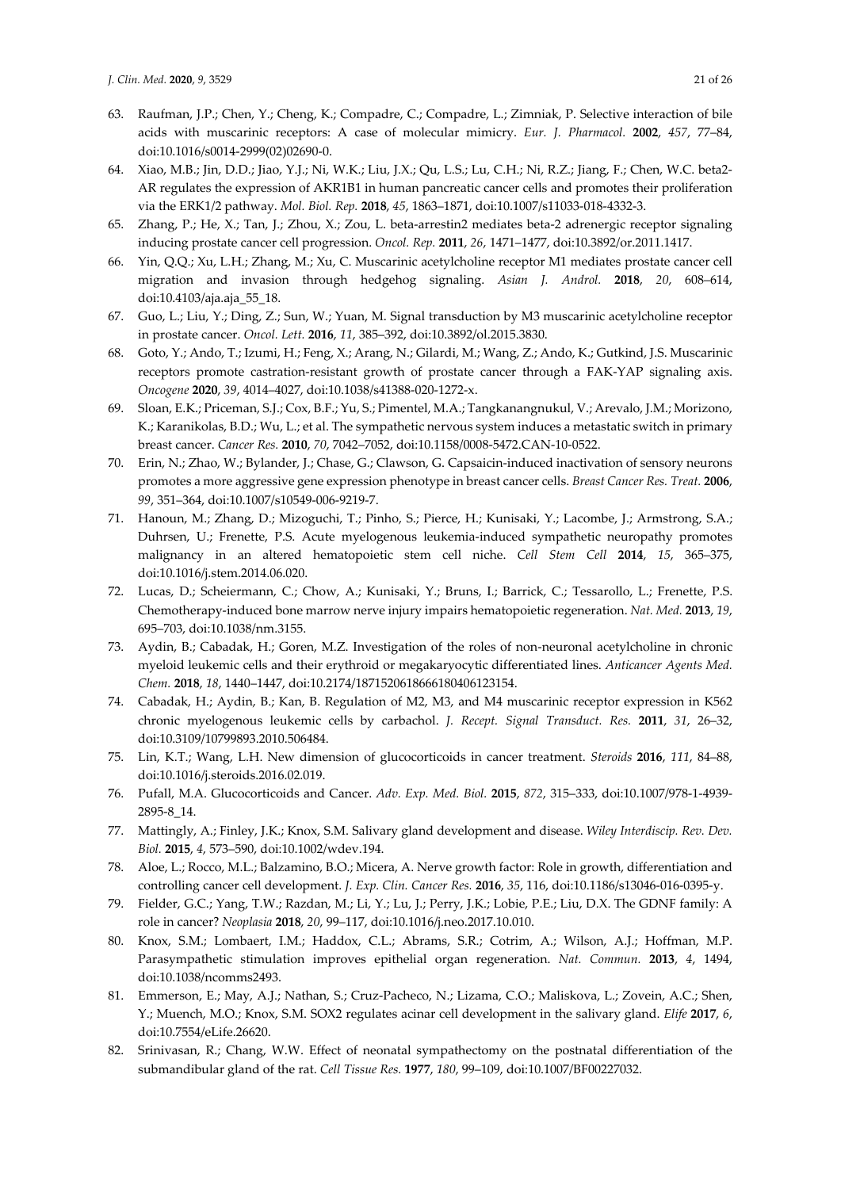63. Raufman, J.P.; Chen, Y.; Cheng, K.; Compadre, C.; Compadre, L.; Zimniak, P. Selective interaction of bile acids with muscarinic receptors: A case of molecular mimicry. *Eur. J. Pharmacol.* **2002**, *457*, 77–84, doi:10.1016/s0014-2999(02)02690-0.
64. Xiao, M.B.; Jin, D.D.; Jiao, Y.J.; Ni, W.K.; Liu, J.X.; Qu, L.S.; Lu, C.H.; Ni, R.Z.; Jiang, F.; Chen, W.C. beta2-AR regulates the expression of AKR1B1 in human pancreatic cancer cells and promotes their proliferation via the ERK1/2 pathway. *Mol. Biol. Rep.* **2018**, *45*, 1863–1871, doi:10.1007/s11033-018-4332-3.
65. Zhang, P.; He, X.; Tan, J.; Zhou, X.; Zou, L. beta-arrestin2 mediates beta-2 adrenergic receptor signaling inducing prostate cancer cell progression. *Oncol. Rep.* **2011**, *26*, 1471–1477, doi:10.3892/or.2011.1417.
66. Yin, Q.Q.; Xu, L.H.; Zhang, M.; Xu, C. Muscarinic acetylcholine receptor M1 mediates prostate cancer cell migration and invasion through hedgehog signaling. *Asian J. Androl.* **2018**, *20*, 608–614, doi:10.4103/aja.aja_55_18.
67. Guo, L.; Liu, Y.; Ding, Z.; Sun, W.; Yuan, M. Signal transduction by M3 muscarinic acetylcholine receptor in prostate cancer. *Oncol. Lett.* **2016**, *11*, 385–392, doi:10.3892/ol.2015.3830.
68. Goto, Y.; Ando, T.; Izumi, H.; Feng, X.; Arang, N.; Gilardi, M.; Wang, Z.; Ando, K.; Gutkind, J.S. Muscarinic receptors promote castration-resistant growth of prostate cancer through a FAK-YAP signaling axis. *Oncogene* **2020**, *39*, 4014–4027, doi:10.1038/s41388-020-1272-x.
69. Sloan, E.K.; Priceman, S.J.; Cox, B.F.; Yu, S.; Pimentel, M.A.; Tangkanangnukul, V.; Arevalo, J.M.; Morizono, K.; Karanikolas, B.D.; Wu, L.; et al. The sympathetic nervous system induces a metastatic switch in primary breast cancer. *Cancer Res.* **2010**, *70*, 7042–7052, doi:10.1158/0008-5472.CAN-10-0522.
70. Erin, N.; Zhao, W.; Bylander, J.; Chase, G.; Clawson, G. Capsaicin-induced inactivation of sensory neurons promotes a more aggressive gene expression phenotype in breast cancer cells. *Breast Cancer Res. Treat.* **2006**, *99*, 351–364, doi:10.1007/s10549-006-9219-7.
71. Hanoun, M.; Zhang, D.; Mizoguchi, T.; Pinho, S.; Pierce, H.; Kunisaki, Y.; Lacombe, J.; Armstrong, S.A.; Duhrsen, U.; Frenette, P.S. Acute myelogenous leukemia-induced sympathetic neuropathy promotes malignancy in an altered hematopoietic stem cell niche. *Cell Stem Cell* **2014**, *15*, 365–375, doi:10.1016/j.stem.2014.06.020.
72. Lucas, D.; Scheiermann, C.; Chow, A.; Kunisaki, Y.; Bruns, I.; Barrick, C.; Tessarollo, L.; Frenette, P.S. Chemotherapy-induced bone marrow nerve injury impairs hematopoietic regeneration. *Nat. Med.* **2013**, *19*, 695–703, doi:10.1038/nm.3155.
73. Aydin, B.; Cabadak, H.; Goren, M.Z. Investigation of the roles of non-neuronal acetylcholine in chronic myeloid leukemic cells and their erythroid or megakaryocytic differentiated lines. *Anticancer Agents Med. Chem.* **2018**, *18*, 1440–1447, doi:10.2174/1871520618666180406123154.
74. Cabadak, H.; Aydin, B.; Kan, B. Regulation of M2, M3, and M4 muscarinic receptor expression in K562 chronic myelogenous leukemic cells by carbachol. *J. Recept. Signal Transduct. Res.* **2011**, *31*, 26–32, doi:10.3109/10799893.2010.506484.
75. Lin, K.T.; Wang, L.H. New dimension of glucocorticoids in cancer treatment. *Steroids* **2016**, *111*, 84–88, doi:10.1016/j.steroids.2016.02.019.
76. Pufall, M.A. Glucocorticoids and Cancer. *Adv. Exp. Med. Biol.* **2015**, *872*, 315–333, doi:10.1007/978-1-4939-2895-8_14.
77. Mattingly, A.; Finley, J.K.; Knox, S.M. Salivary gland development and disease. *Wiley Interdiscip. Rev. Dev. Biol.* **2015**, *4*, 573–590, doi:10.1002/wdev.194.
78. Aloe, L.; Rocco, M.L.; Balzamino, B.O.; Micera, A. Nerve growth factor: Role in growth, differentiation and controlling cancer cell development. *J. Exp. Clin. Cancer Res.* **2016**, *35*, 116, doi:10.1186/s13046-016-0395-y.
79. Fielder, G.C.; Yang, T.W.; Razdan, M.; Li, Y.; Lu, J.; Perry, J.K.; Lobie, P.E.; Liu, D.X. The GDNF family: A role in cancer? *Neoplasia* **2018**, *20*, 99–117, doi:10.1016/j.neo.2017.10.010.
80. Knox, S.M.; Lombaert, I.M.; Haddox, C.L.; Abrams, S.R.; Cotrim, A.; Wilson, A.J.; Hoffman, M.P. Parasympathetic stimulation improves epithelial organ regeneration. *Nat. Commun.* **2013**, *4*, 1494, doi:10.1038/ncomms2493.
81. Emmerson, E.; May, A.J.; Nathan, S.; Cruz-Pacheco, N.; Lizama, C.O.; Maliskova, L.; Zovein, A.C.; Shen, Y.; Muench, M.O.; Knox, S.M. SOX2 regulates acinar cell development in the salivary gland. *Elife* **2017**, *6*, doi:10.7554/eLife.26620.
82. Srinivasan, R.; Chang, W.W. Effect of neonatal sympathectomy on the postnatal differentiation of the submandibular gland of the rat. *Cell Tissue Res.* **1977**, *180*, 99–109, doi:10.1007/BF00227032.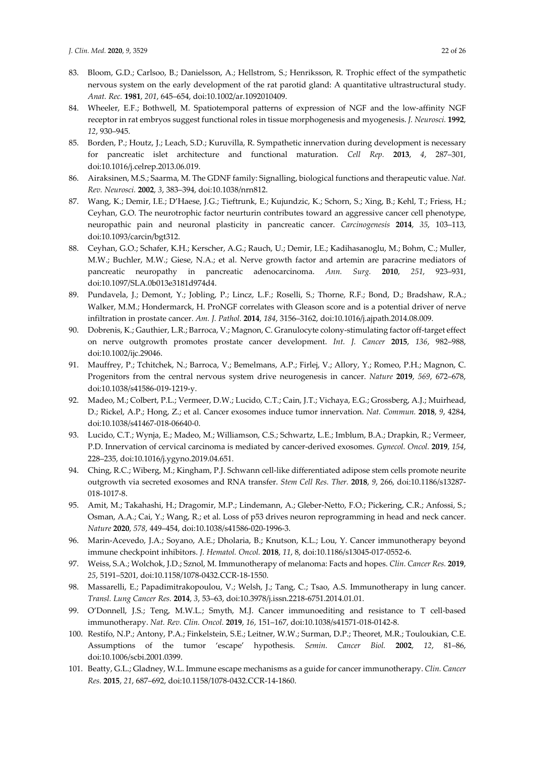83. Bloom, G.D.; Carlsoo, B.; Danielsson, A.; Hellstrom, S.; Henriksson, R. Trophic effect of the sympathetic nervous system on the early development of the rat parotid gland: A quantitative ultrastructural study. *Anat. Rec.* **1981**, *201*, 645–654, doi:10.1002/ar.1092010409.
84. Wheeler, E.F.; Bothwell, M. Spatiotemporal patterns of expression of NGF and the low-affinity NGF receptor in rat embryos suggest functional roles in tissue morphogenesis and myogenesis. *J. Neurosci.* **1992**, *12*, 930–945.
85. Borden, P.; Houtz, J.; Leach, S.D.; Kuruvilla, R. Sympathetic innervation during development is necessary for pancreatic islet architecture and functional maturation. *Cell Rep.* **2013**, *4*, 287–301, doi:10.1016/j.celrep.2013.06.019.
86. Airaksinen, M.S.; Saarma, M. The GDNF family: Signalling, biological functions and therapeutic value. *Nat. Rev. Neurosci.* **2002**, *3*, 383–394, doi:10.1038/nrn812.
87. Wang, K.; Demir, I.E.; D'Haese, J.G.; Tieftrunk, E.; Kujundzic, K.; Schorn, S.; Xing, B.; Kehl, T.; Friess, H.; Ceyhan, G.O. The neurotrophic factor neurturin contributes toward an aggressive cancer cell phenotype, neuropathic pain and neuronal plasticity in pancreatic cancer. *Carcinogenesis* **2014**, *35*, 103–113, doi:10.1093/carcin/bgt312.
88. Ceyhan, G.O.; Schafer, K.H.; Kerscher, A.G.; Rauch, U.; Demir, I.E.; Kadihasanoglu, M.; Bohm, C.; Muller, M.W.; Buchler, M.W.; Giese, N.A.; et al. Nerve growth factor and artemin are paracrine mediators of pancreatic neuropathy in pancreatic adenocarcinoma. *Ann. Surg.* **2010**, *251*, 923–931, doi:10.1097/SLA.0b013e3181d974d4.
89. Pundavela, J.; Demont, Y.; Jobling, P.; Lincz, L.F.; Roselli, S.; Thorne, R.F.; Bond, D.; Bradshaw, R.A.; Walker, M.M.; Hondermarck, H. ProNGF correlates with Gleason score and is a potential driver of nerve infiltration in prostate cancer. *Am. J. Pathol.* **2014**, *184*, 3156–3162, doi:10.1016/j.ajpath.2014.08.009.
90. Dobrenis, K.; Gauthier, L.R.; Barroca, V.; Magnon, C. Granulocyte colony-stimulating factor off-target effect on nerve outgrowth promotes prostate cancer development. *Int. J. Cancer* **2015**, *136*, 982–988, doi:10.1002/ijc.29046.
91. Mauffrey, P.; Tchitchek, N.; Barroca, V.; Bemelmans, A.P.; Firlej, V.; Allory, Y.; Romeo, P.H.; Magnon, C. Progenitors from the central nervous system drive neurogenesis in cancer. *Nature* **2019**, *569*, 672–678, doi:10.1038/s41586-019-1219-y.
92. Madeo, M.; Colbert, P.L.; Vermeer, D.W.; Lucido, C.T.; Cain, J.T.; Vichaya, E.G.; Grossberg, A.J.; Muirhead, D.; Rickel, A.P.; Hong, Z.; et al. Cancer exosomes induce tumor innervation. *Nat. Commun.* **2018**, *9*, 4284, doi:10.1038/s41467-018-06640-0.
93. Lucido, C.T.; Wynja, E.; Madeo, M.; Williamson, C.S.; Schwartz, L.E.; Imblum, B.A.; Drapkin, R.; Vermeer, P.D. Innervation of cervical carcinoma is mediated by cancer-derived exosomes. *Gynecol. Oncol.* **2019**, *154*, 228–235, doi:10.1016/j.ygyno.2019.04.651.
94. Ching, R.C.; Wiberg, M.; Kingham, P.J. Schwann cell-like differentiated adipose stem cells promote neurite outgrowth via secreted exosomes and RNA transfer. *Stem Cell Res. Ther.* **2018**, *9*, 266, doi:10.1186/s13287-018-1017-8.
95. Amit, M.; Takahashi, H.; Dragomir, M.P.; Lindemann, A.; Gleber-Netto, F.O.; Pickering, C.R.; Anfossi, S.; Osman, A.A.; Cai, Y.; Wang, R.; et al. Loss of p53 drives neuron reprogramming in head and neck cancer. *Nature* **2020**, *578*, 449–454, doi:10.1038/s41586-020-1996-3.
96. Marin-Acevedo, J.A.; Soyano, A.E.; Dholaria, B.; Knutson, K.L.; Lou, Y. Cancer immunotherapy beyond immune checkpoint inhibitors. *J. Hematol. Oncol.* **2018**, *11*, 8, doi:10.1186/s13045-017-0552-6.
97. Weiss, S.A.; Wolchok, J.D.; Sznol, M. Immunotherapy of melanoma: Facts and hopes. *Clin. Cancer Res.* **2019**, *25*, 5191–5201, doi:10.1158/1078-0432.CCR-18-1550.
98. Massarelli, E.; Papadimitrakopoulou, V.; Welsh, J.; Tang, C.; Tsao, A.S. Immunotherapy in lung cancer. *Transl. Lung Cancer Res.* **2014**, *3*, 53–63, doi:10.3978/j.issn.2218-6751.2014.01.01.
99. O'Donnell, J.S.; Teng, M.W.L.; Smyth, M.J. Cancer immunoediting and resistance to T cell-based immunotherapy. *Nat. Rev. Clin. Oncol.* **2019**, *16*, 151–167, doi:10.1038/s41571-018-0142-8.
100. Restifo, N.P.; Antony, P.A.; Finkelstein, S.E.; Leitner, W.W.; Surman, D.P.; Theoret, M.R.; Touloukian, C.E. Assumptions of the tumor 'escape' hypothesis. *Semin. Cancer Biol.* **2002**, *12*, 81–86, doi:10.1006/scbi.2001.0399.
101. Beatty, G.L.; Gladney, W.L. Immune escape mechanisms as a guide for cancer immunotherapy. *Clin. Cancer Res.* **2015**, *21*, 687–692, doi:10.1158/1078-0432.CCR-14-1860.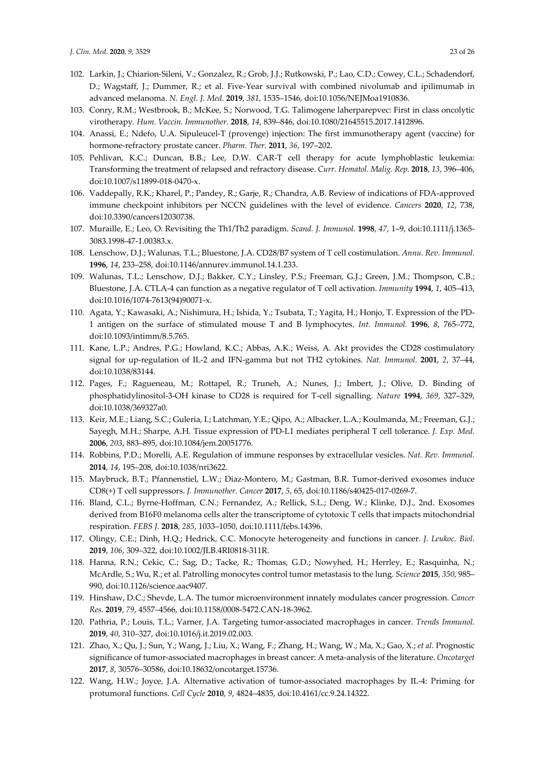102. Larkin, J.; Chiarion-Sileni, V.; Gonzalez, R.; Grob, J.J.; Rutkowski, P.; Lao, C.D.; Cowey, C.L.; Schadendorf, D.; Wagstaff, J.; Dummer, R.; et al. Five-Year survival with combined nivolumab and ipilimumab in advanced melanoma. *N. Engl. J. Med.* **2019**, *381*, 1535–1546, doi:10.1056/NEJMoa1910836.
103. Conry, R.M.; Westbrook, B.; McKee, S.; Norwood, T.G. Talimogene laherparepvec: First in class oncolytic virotherapy. *Hum. Vaccin. Immunother.* **2018**, *14*, 839–846, doi:10.1080/21645515.2017.1412896.
104. Anassi, E.; Ndefo, U.A. Sipuleucel-T (provenge) injection: The first immunotherapy agent (vaccine) for hormone-refractory prostate cancer. *Pharm. Ther.* **2011**, *36*, 197–202.
105. Pehlivan, K.C.; Duncan, B.B.; Lee, D.W. CAR-T cell therapy for acute lymphoblastic leukemia: Transforming the treatment of relapsed and refractory disease. *Curr. Hematol. Malig. Rep.* **2018**, *13*, 396–406, doi:10.1007/s11899-018-0470-x.
106. Vaddepally, R.K.; Kharel, P.; Pandey, R.; Garje, R.; Chandra, A.B. Review of indications of FDA-approved immune checkpoint inhibitors per NCCN guidelines with the level of evidence. *Cancers* **2020**, *12*, 738, doi:10.3390/cancers12030738.
107. Muraille, E.; Leo, O. Revisiting the Th1/Th2 paradigm. *Scand. J. Immunol.* **1998**, *47*, 1–9, doi:10.1111/j.1365-3083.1998-47-1.00383.x.
108. Lenschow, D.J.; Walunas, T.L.; Bluestone, J.A. CD28/B7 system of T cell costimulation. *Annu. Rev. Immunol.* **1996**, *14*, 233–258, doi:10.1146/annurev.immunol.14.1.233.
109. Walunas, T.L.; Lenschow, D.J.; Bakker, C.Y.; Linsley, P.S.; Freeman, G.J.; Green, J.M.; Thompson, C.B.; Bluestone, J.A. CTLA-4 can function as a negative regulator of T cell activation. *Immunity* **1994**, *1*, 405–413, doi:10.1016/1074-7613(94)90071-x.
110. Agata, Y.; Kawasaki, A.; Nishimura, H.; Ishida, Y.; Tsubata, T.; Yagita, H.; Honjo, T. Expression of the PD-1 antigen on the surface of stimulated mouse T and B lymphocytes. *Int. Immunol.* **1996**, *8*, 765–772, doi:10.1093/intimm/8.5.765.
111. Kane, L.P.; Andres, P.G.; Howland, K.C.; Abbas, A.K.; Weiss, A. Akt provides the CD28 costimulatory signal for up-regulation of IL-2 and IFN-gamma but not TH2 cytokines. *Nat. Immunol.* **2001**, *2*, 37–44, doi:10.1038/83144.
112. Pages, F.; Ragueneau, M.; Rottapel, R.; Truneh, A.; Nunes, J.; Imbert, J.; Olive, D. Binding of phosphatidylinositol-3-OH kinase to CD28 is required for T-cell signalling. *Nature* **1994**, *369*, 327–329, doi:10.1038/369327a0.
113. Keir, M.E.; Liang, S.C.; Guleria, I.; Latchman, Y.E.; Qipo, A.; Albacker, L.A.; Koulmanda, M.; Freeman, G.J.; Sayegh, M.H.; Sharpe, A.H. Tissue expression of PD-L1 mediates peripheral T cell tolerance. *J. Exp. Med.* **2006**, *203*, 883–895, doi:10.1084/jem.20051776.
114. Robbins, P.D.; Morelli, A.E. Regulation of immune responses by extracellular vesicles. *Nat. Rev. Immunol.* **2014**, *14*, 195–208, doi:10.1038/nri3622.
115. Maybruck, B.T.; Pfannenstiel, L.W.; Diaz-Montero, M.; Gastman, B.R. Tumor-derived exosomes induce CD8(+) T cell suppressors. *J. Immunother. Cancer* **2017**, *5*, 65, doi:10.1186/s40425-017-0269-7.
116. Bland, C.L.; Byrne-Hoffman, C.N.; Fernandez, A.; Rellick, S.L.; Deng, W.; Klinke, D.J., 2nd. Exosomes derived from B16F0 melanoma cells alter the transcriptome of cytotoxic T cells that impacts mitochondrial respiration. *FEBS J.* **2018**, *285*, 1033–1050, doi:10.1111/febs.14396.
117. Olingy, C.E.; Dinh, H.Q.; Hedrick, C.C. Monocyte heterogeneity and functions in cancer. *J. Leukoc. Biol.* **2019**, *106*, 309–322, doi:10.1002/JLB.4RI0818-311R.
118. Hanna, R.N.; Cekic, C.; Sag, D.; Tacke, R.; Thomas, G.D.; Nowyhed, H.; Herrley, E.; Rasquinha, N.; McArdle, S.; Wu, R.; et al. Patrolling monocytes control tumor metastasis to the lung. *Science* **2015**, *350*, 985–990, doi:10.1126/science.aac9407.
119. Hinshaw, D.C.; Shevde, L.A. The tumor microenvironment innately modulates cancer progression. *Cancer Res.* **2019**, *79*, 4557–4566, doi:10.1158/0008-5472.CAN-18-3962.
120. Pathria, P.; Louis, T.L.; Varner, J.A. Targeting tumor-associated macrophages in cancer. *Trends Immunol.* **2019**, *40*, 310–327, doi:10.1016/j.it.2019.02.003.
121. Zhao, X.; Qu, J.; Sun, Y.; Wang, J.; Liu, X.; Wang, F.; Zhang, H.; Wang, W.; Ma, X.; Gao, X.; *et al*. Prognostic significance of tumor-associated macrophages in breast cancer: A meta-analysis of the literature. *Oncotarget* **2017**, *8*, 30576–30586, doi:10.18632/oncotarget.15736.
122. Wang, H.W.; Joyce, J.A. Alternative activation of tumor-associated macrophages by IL-4: Priming for protumoral functions. *Cell Cycle* **2010**, *9*, 4824–4835, doi:10.4161/cc.9.24.14322.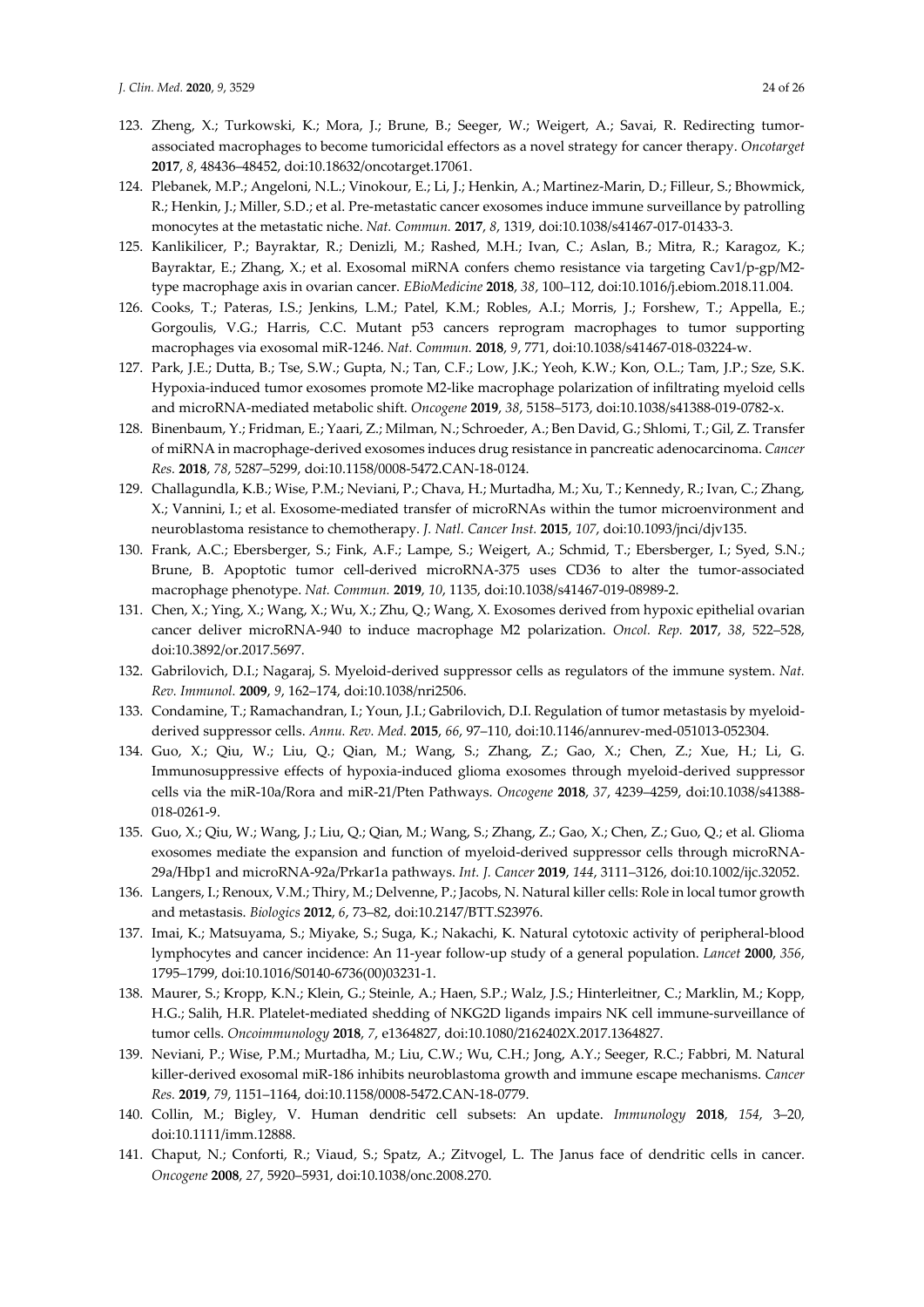123. Zheng, X.; Turkowski, K.; Mora, J.; Brune, B.; Seeger, W.; Weigert, A.; Savai, R. Redirecting tumor-associated macrophages to become tumoricidal effectors as a novel strategy for cancer therapy. *Oncotarget* **2017**, *8*, 48436–48452, doi:10.18632/oncotarget.17061.
124. Plebanek, M.P.; Angeloni, N.L.; Vinokour, E.; Li, J.; Henkin, A.; Martinez-Marin, D.; Filleur, S.; Bhowmick, R.; Henkin, J.; Miller, S.D.; et al. Pre-metastatic cancer exosomes induce immune surveillance by patrolling monocytes at the metastatic niche. *Nat. Commun.* **2017**, *8*, 1319, doi:10.1038/s41467-017-01433-3.
125. Kanlikilicer, P.; Bayraktar, R.; Denizli, M.; Rashed, M.H.; Ivan, C.; Aslan, B.; Mitra, R.; Karagoz, K.; Bayraktar, E.; Zhang, X.; et al. Exosomal miRNA confers chemo resistance via targeting Cav1/p-gp/M2-type macrophage axis in ovarian cancer. *EBioMedicine* **2018**, *38*, 100–112, doi:10.1016/j.ebiom.2018.11.004.
126. Cooks, T.; Pateras, I.S.; Jenkins, L.M.; Patel, K.M.; Robles, A.I.; Morris, J.; Forshew, T.; Appella, E.; Gorgoulis, V.G.; Harris, C.C. Mutant p53 cancers reprogram macrophages to tumor supporting macrophages via exosomal miR-1246. *Nat. Commun.* **2018**, *9*, 771, doi:10.1038/s41467-018-03224-w.
127. Park, J.E.; Dutta, B.; Tse, S.W.; Gupta, N.; Tan, C.F.; Low, J.K.; Yeoh, K.W.; Kon, O.L.; Tam, J.P.; Sze, S.K. Hypoxia-induced tumor exosomes promote M2-like macrophage polarization of infiltrating myeloid cells and microRNA-mediated metabolic shift. *Oncogene* **2019**, *38*, 5158–5173, doi:10.1038/s41388-019-0782-x.
128. Binenbaum, Y.; Fridman, E.; Yaari, Z.; Milman, N.; Schroeder, A.; Ben David, G.; Shlomi, T.; Gil, Z. Transfer of miRNA in macrophage-derived exosomes induces drug resistance in pancreatic adenocarcinoma. *Cancer Res.* **2018**, *78*, 5287–5299, doi:10.1158/0008-5472.CAN-18-0124.
129. Challagundla, K.B.; Wise, P.M.; Neviani, P.; Chava, H.; Murtadha, M.; Xu, T.; Kennedy, R.; Ivan, C.; Zhang, X.; Vannini, I.; et al. Exosome-mediated transfer of microRNAs within the tumor microenvironment and neuroblastoma resistance to chemotherapy. *J. Natl. Cancer Inst.* **2015**, *107*, doi:10.1093/jnci/djv135.
130. Frank, A.C.; Ebersberger, S.; Fink, A.F.; Lampe, S.; Weigert, A.; Schmid, T.; Ebersberger, I.; Syed, S.N.; Brune, B. Apoptotic tumor cell-derived microRNA-375 uses CD36 to alter the tumor-associated macrophage phenotype. *Nat. Commun.* **2019**, *10*, 1135, doi:10.1038/s41467-019-08989-2.
131. Chen, X.; Ying, X.; Wang, X.; Wu, X.; Zhu, Q.; Wang, X. Exosomes derived from hypoxic epithelial ovarian cancer deliver microRNA-940 to induce macrophage M2 polarization. *Oncol. Rep.* **2017**, *38*, 522–528, doi:10.3892/or.2017.5697.
132. Gabrilovich, D.I.; Nagaraj, S. Myeloid-derived suppressor cells as regulators of the immune system. *Nat. Rev. Immunol.* **2009**, *9*, 162–174, doi:10.1038/nri2506.
133. Condamine, T.; Ramachandran, I.; Youn, J.I.; Gabrilovich, D.I. Regulation of tumor metastasis by myeloid-derived suppressor cells. *Annu. Rev. Med.* **2015**, *66*, 97–110, doi:10.1146/annurev-med-051013-052304.
134. Guo, X.; Qiu, W.; Liu, Q.; Qian, M.; Wang, S.; Zhang, Z.; Gao, X.; Chen, Z.; Xue, H.; Li, G. Immunosuppressive effects of hypoxia-induced glioma exosomes through myeloid-derived suppressor cells via the miR-10a/Rora and miR-21/Pten Pathways. *Oncogene* **2018**, *37*, 4239–4259, doi:10.1038/s41388-018-0261-9.
135. Guo, X.; Qiu, W.; Wang, J.; Liu, Q.; Qian, M.; Wang, S.; Zhang, Z.; Gao, X.; Chen, Z.; Guo, Q.; et al. Glioma exosomes mediate the expansion and function of myeloid-derived suppressor cells through microRNA-29a/Hbp1 and microRNA-92a/Prkar1a pathways. *Int. J. Cancer* **2019**, *144*, 3111–3126, doi:10.1002/ijc.32052.
136. Langers, I.; Renoux, V.M.; Thiry, M.; Delvenne, P.; Jacobs, N. Natural killer cells: Role in local tumor growth and metastasis. *Biologics* **2012**, *6*, 73–82, doi:10.2147/BTT.S23976.
137. Imai, K.; Matsuyama, S.; Miyake, S.; Suga, K.; Nakachi, K. Natural cytotoxic activity of peripheral-blood lymphocytes and cancer incidence: An 11-year follow-up study of a general population. *Lancet* **2000**, *356*, 1795–1799, doi:10.1016/S0140-6736(00)03231-1.
138. Maurer, S.; Kropp, K.N.; Klein, G.; Steinle, A.; Haen, S.P.; Walz, J.S.; Hinterleitner, C.; Marklin, M.; Kopp, H.G.; Salih, H.R. Platelet-mediated shedding of NKG2D ligands impairs NK cell immune-surveillance of tumor cells. *Oncoimmunology* **2018**, *7*, e1364827, doi:10.1080/2162402X.2017.1364827.
139. Neviani, P.; Wise, P.M.; Murtadha, M.; Liu, C.W.; Wu, C.H.; Jong, A.Y.; Seeger, R.C.; Fabbri, M. Natural killer-derived exosomal miR-186 inhibits neuroblastoma growth and immune escape mechanisms. *Cancer Res.* **2019**, *79*, 1151–1164, doi:10.1158/0008-5472.CAN-18-0779.
140. Collin, M.; Bigley, V. Human dendritic cell subsets: An update. *Immunology* **2018**, *154*, 3–20, doi:10.1111/imm.12888.
141. Chaput, N.; Conforti, R.; Viaud, S.; Spatz, A.; Zitvogel, L. The Janus face of dendritic cells in cancer. *Oncogene* **2008**, *27*, 5920–5931, doi:10.1038/onc.2008.270.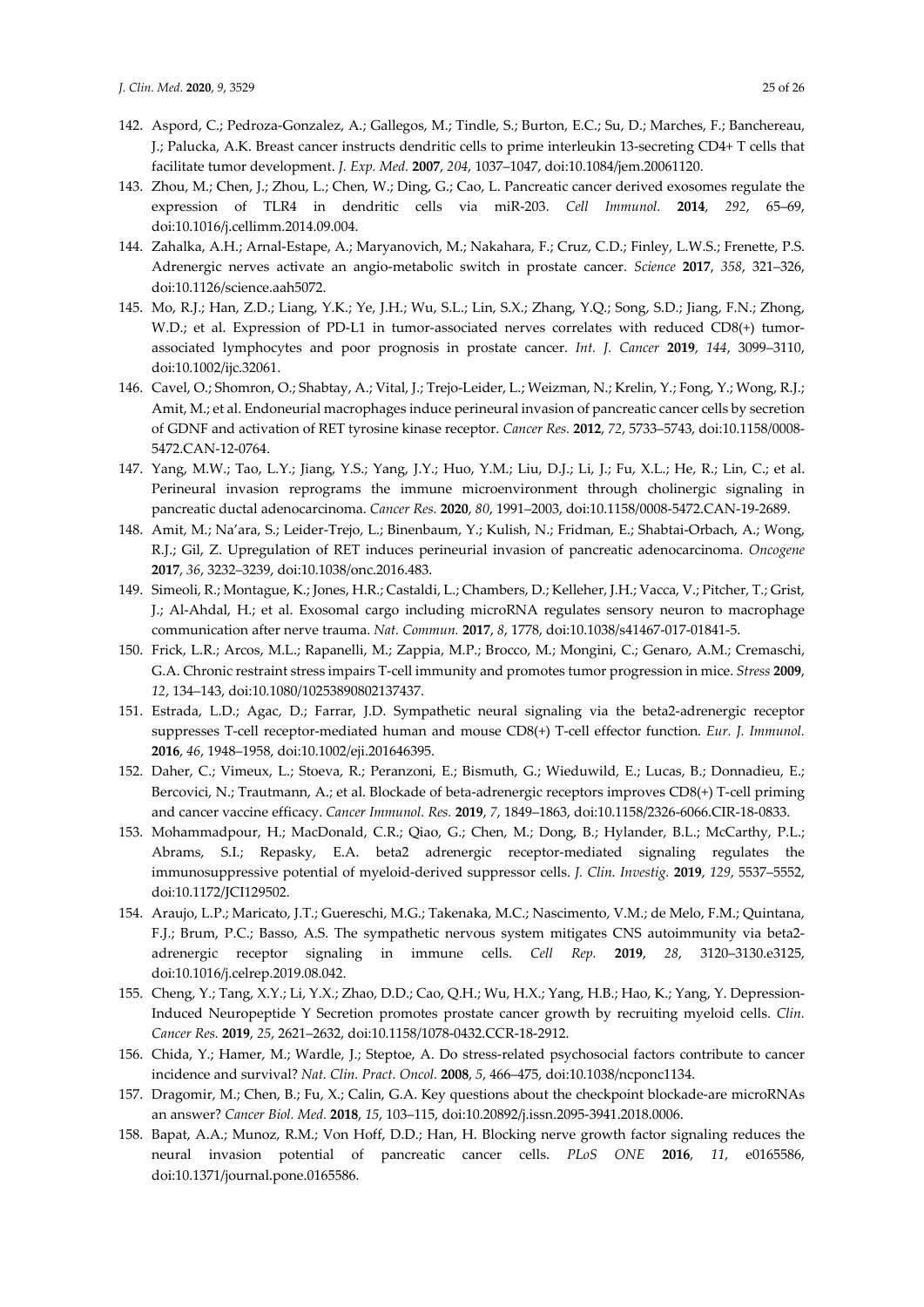142. Aspord, C.; Pedroza-Gonzalez, A.; Gallegos, M.; Tindle, S.; Burton, E.C.; Su, D.; Marches, F.; Banchereau, J.; Palucka, A.K. Breast cancer instructs dendritic cells to prime interleukin 13-secreting CD4+ T cells that facilitate tumor development. *J. Exp. Med.* **2007**, *204*, 1037–1047, doi:10.1084/jem.20061120.
143. Zhou, M.; Chen, J.; Zhou, L.; Chen, W.; Ding, G.; Cao, L. Pancreatic cancer derived exosomes regulate the expression of TLR4 in dendritic cells via miR-203. *Cell Immunol.* **2014**, *292*, 65–69, doi:10.1016/j.cellimm.2014.09.004.
144. Zahalka, A.H.; Arnal-Estape, A.; Maryanovich, M.; Nakahara, F.; Cruz, C.D.; Finley, L.W.S.; Frenette, P.S. Adrenergic nerves activate an angio-metabolic switch in prostate cancer. *Science* **2017**, *358*, 321–326, doi:10.1126/science.aah5072.
145. Mo, R.J.; Han, Z.D.; Liang, Y.K.; Ye, J.H.; Wu, S.L.; Lin, S.X.; Zhang, Y.Q.; Song, S.D.; Jiang, F.N.; Zhong, W.D.; et al. Expression of PD-L1 in tumor-associated nerves correlates with reduced CD8(+) tumor-associated lymphocytes and poor prognosis in prostate cancer. *Int. J. Cancer* **2019**, *144*, 3099–3110, doi:10.1002/ijc.32061.
146. Cavel, O.; Shomron, O.; Shabtay, A.; Vital, J.; Trejo-Leider, L.; Weizman, N.; Krelin, Y.; Fong, Y.; Wong, R.J.; Amit, M.; et al. Endoneurial macrophages induce perineural invasion of pancreatic cancer cells by secretion of GDNF and activation of RET tyrosine kinase receptor. *Cancer Res.* **2012**, *72*, 5733–5743, doi:10.1158/0008-5472.CAN-12-0764.
147. Yang, M.W.; Tao, L.Y.; Jiang, Y.S.; Yang, J.Y.; Huo, Y.M.; Liu, D.J.; Li, J.; Fu, X.L.; He, R.; Lin, C.; et al. Perineural invasion reprograms the immune microenvironment through cholinergic signaling in pancreatic ductal adenocarcinoma. *Cancer Res.* **2020**, *80*, 1991–2003, doi:10.1158/0008-5472.CAN-19-2689.
148. Amit, M.; Na'ara, S.; Leider-Trejo, L.; Binenbaum, Y.; Kulish, N.; Fridman, E.; Shabtai-Orbach, A.; Wong, R.J.; Gil, Z. Upregulation of RET induces perineurial invasion of pancreatic adenocarcinoma. *Oncogene* **2017**, *36*, 3232–3239, doi:10.1038/onc.2016.483.
149. Simeoli, R.; Montague, K.; Jones, H.R.; Castaldi, L.; Chambers, D.; Kelleher, J.H.; Vacca, V.; Pitcher, T.; Grist, J.; Al-Ahdal, H.; et al. Exosomal cargo including microRNA regulates sensory neuron to macrophage communication after nerve trauma. *Nat. Commun.* **2017**, *8*, 1778, doi:10.1038/s41467-017-01841-5.
150. Frick, L.R.; Arcos, M.L.; Rapanelli, M.; Zappia, M.P.; Brocco, M.; Mongini, C.; Genaro, A.M.; Cremaschi, G.A. Chronic restraint stress impairs T-cell immunity and promotes tumor progression in mice. *Stress* **2009**, *12*, 134–143, doi:10.1080/10253890802137437.
151. Estrada, L.D.; Agac, D.; Farrar, J.D. Sympathetic neural signaling via the beta2-adrenergic receptor suppresses T-cell receptor-mediated human and mouse CD8(+) T-cell effector function. *Eur. J. Immunol.* **2016**, *46*, 1948–1958, doi:10.1002/eji.201646395.
152. Daher, C.; Vimeux, L.; Stoeva, R.; Peranzoni, E.; Bismuth, G.; Wieduwild, E.; Lucas, B.; Donnadieu, E.; Bercovici, N.; Trautmann, A.; et al. Blockade of beta-adrenergic receptors improves CD8(+) T-cell priming and cancer vaccine efficacy. *Cancer Immunol. Res.* **2019**, *7*, 1849–1863, doi:10.1158/2326-6066.CIR-18-0833.
153. Mohammadpour, H.; MacDonald, C.R.; Qiao, G.; Chen, M.; Dong, B.; Hylander, B.L.; McCarthy, P.L.; Abrams, S.I.; Repasky, E.A. beta2 adrenergic receptor-mediated signaling regulates the immunosuppressive potential of myeloid-derived suppressor cells. *J. Clin. Investig.* **2019**, *129*, 5537–5552, doi:10.1172/JCI129502.
154. Araujo, L.P.; Maricato, J.T.; Guereschi, M.G.; Takenaka, M.C.; Nascimento, V.M.; de Melo, F.M.; Quintana, F.J.; Brum, P.C.; Basso, A.S. The sympathetic nervous system mitigates CNS autoimmunity via beta2-adrenergic receptor signaling in immune cells. *Cell Rep.* **2019**, *28*, 3120–3130.e3125, doi:10.1016/j.celrep.2019.08.042.
155. Cheng, Y.; Tang, X.Y.; Li, Y.X.; Zhao, D.D.; Cao, Q.H.; Wu, H.X.; Yang, H.B.; Hao, K.; Yang, Y. Depression-Induced Neuropeptide Y Secretion promotes prostate cancer growth by recruiting myeloid cells. *Clin. Cancer Res.* **2019**, *25*, 2621–2632, doi:10.1158/1078-0432.CCR-18-2912.
156. Chida, Y.; Hamer, M.; Wardle, J.; Steptoe, A. Do stress-related psychosocial factors contribute to cancer incidence and survival? *Nat. Clin. Pract. Oncol.* **2008**, *5*, 466–475, doi:10.1038/ncponc1134.
157. Dragomir, M.; Chen, B.; Fu, X.; Calin, G.A. Key questions about the checkpoint blockade-are microRNAs an answer? *Cancer Biol. Med.* **2018**, *15*, 103–115, doi:10.20892/j.issn.2095-3941.2018.0006.
158. Bapat, A.A.; Munoz, R.M.; Von Hoff, D.D.; Han, H. Blocking nerve growth factor signaling reduces the neural invasion potential of pancreatic cancer cells. *PLoS ONE* **2016**, *11*, e0165586, doi:10.1371/journal.pone.0165586.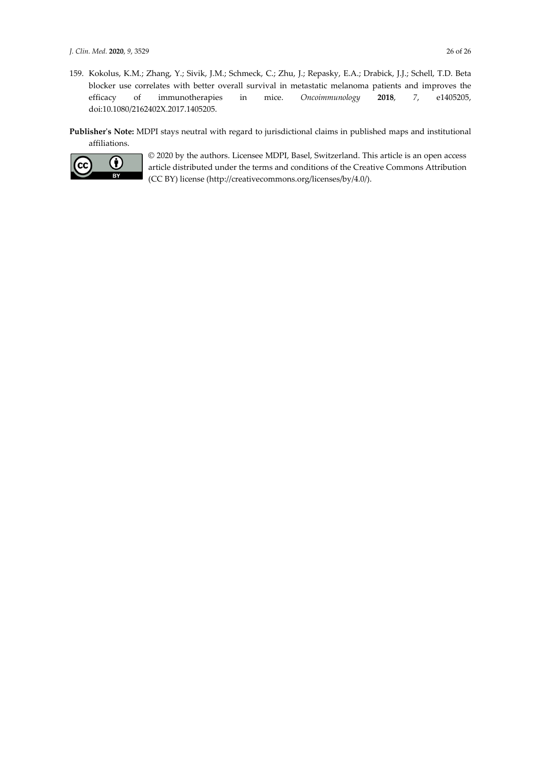159. Kokolus, K.M.; Zhang, Y.; Sivik, J.M.; Schmeck, C.; Zhu, J.; Repasky, E.A.; Drabick, J.J.; Schell, T.D. Beta blocker use correlates with better overall survival in metastatic melanoma patients and improves the efficacy of immunotherapies in mice. *Oncoimmunology* **2018**, *7*, e1405205, doi:10.1080/2162402X.2017.1405205.

**Publisher's Note:** MDPI stays neutral with regard to jurisdictional claims in published maps and institutional affiliations.

© 2020 by the authors. Licensee MDPI, Basel, Switzerland. This article is an open access article distributed under the terms and conditions of the Creative Commons Attribution (CC BY) license (http://creativecommons.org/licenses/by/4.0/).